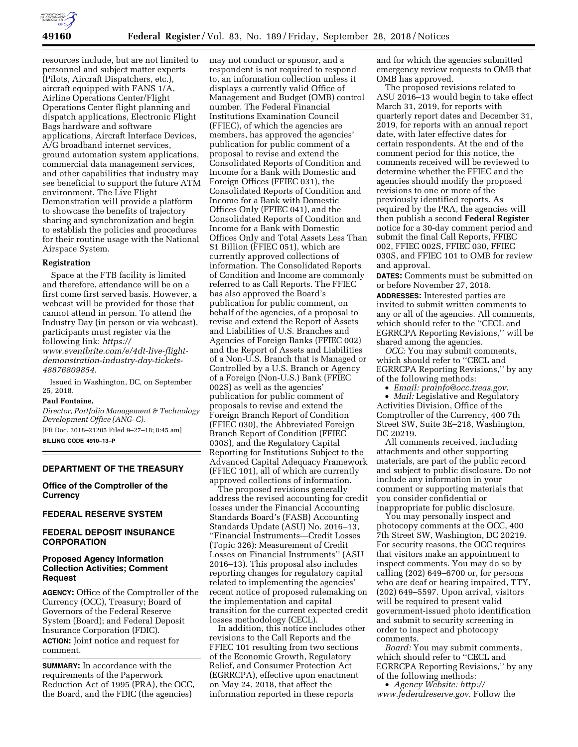resources include, but are not limited to personnel and subject matter experts (Pilots, Aircraft Dispatchers, etc.), aircraft equipped with FANS 1/A, Airline Operations Center/Flight Operations Center flight planning and dispatch applications, Electronic Flight Bags hardware and software applications, Aircraft Interface Devices, A/G broadband internet services, ground automation system applications, commercial data management services, and other capabilities that industry may see beneficial to support the future ATM environment. The Live Flight Demonstration will provide a platform to showcase the benefits of trajectory sharing and synchronization and begin to establish the policies and procedures for their routine usage with the National Airspace System.

### Registration

Space at the FTB facility is limited and therefore, attendance will be on a first come first served basis. However, a webcast will be provided for those that cannot attend in person. To attend the Industry Day (in person or via webcast), participants must register via the following link: *https://www.eventbrite.com/e/4dt-live-flight-demonstration-industry-day-tickets-48876809854.*

Issued in Washington, DC, on September 25, 2018.

**Paul Fontaine,**

*Director, Portfolio Management & Technology Development Office (ANG–C).*

[FR Doc. 2018–21205 Filed 9–27–18; 8:45 am]

**BILLING CODE 4910–13–P**

## DEPARTMENT OF THE TREASURY

### Office of the Comptroller of the Currency

## FEDERAL RESERVE SYSTEM

## FEDERAL DEPOSIT INSURANCE CORPORATION

### Proposed Agency Information Collection Activities; Comment Request

**AGENCY:** Office of the Comptroller of the Currency (OCC), Treasury; Board of Governors of the Federal Reserve System (Board); and Federal Deposit Insurance Corporation (FDIC).

**ACTION:** Joint notice and request for comment.

**SUMMARY:** In accordance with the requirements of the Paperwork Reduction Act of 1995 (PRA), the OCC, the Board, and the FDIC (the agencies) may not conduct or sponsor, and a respondent is not required to respond to, an information collection unless it displays a currently valid Office of Management and Budget (OMB) control number. The Federal Financial Institutions Examination Council (FFIEC), of which the agencies are members, has approved the agencies' publication for public comment of a proposal to revise and extend the Consolidated Reports of Condition and Income for a Bank with Domestic and Foreign Offices (FFIEC 031), the Consolidated Reports of Condition and Income for a Bank with Domestic Offices Only (FFIEC 041), and the Consolidated Reports of Condition and Income for a Bank with Domestic Offices Only and Total Assets Less Than $1 Billion (FFIEC 051), which are currently approved collections of information. The Consolidated Reports of Condition and Income are commonly referred to as Call Reports. The FFIEC has also approved the Board's publication for public comment, on behalf of the agencies, of a proposal to revise and extend the Report of Assets and Liabilities of U.S. Branches and Agencies of Foreign Banks (FFIEC 002) and the Report of Assets and Liabilities of a Non-U.S. Branch that is Managed or Controlled by a U.S. Branch or Agency of a Foreign (Non-U.S.) Bank (FFIEC 002S) as well as the agencies' publication for public comment of proposals to revise and extend the Foreign Branch Report of Condition (FFIEC 030), the Abbreviated Foreign Branch Report of Condition (FFIEC 030S), and the Regulatory Capital Reporting for Institutions Subject to the Advanced Capital Adequacy Framework (FFIEC 101), all of which are currently approved collections of information.

The proposed revisions generally address the revised accounting for credit losses under the Financial Accounting Standards Board's (FASB) Accounting Standards Update (ASU) No. 2016–13, ''Financial Instruments—Credit Losses (Topic 326): Measurement of Credit Losses on Financial Instruments'' (ASU 2016–13). This proposal also includes reporting changes for regulatory capital related to implementing the agencies' recent notice of proposed rulemaking on the implementation and capital transition for the current expected credit losses methodology (CECL).

In addition, this notice includes other revisions to the Call Reports and the FFIEC 101 resulting from two sections of the Economic Growth, Regulatory Relief, and Consumer Protection Act (EGRRCPA), effective upon enactment on May 24, 2018, that affect the information reported in these reports and for which the agencies submitted emergency review requests to OMB that OMB has approved.

The proposed revisions related to ASU 2016–13 would begin to take effect March 31, 2019, for reports with quarterly report dates and December 31, 2019, for reports with an annual report date, with later effective dates for certain respondents. At the end of the comment period for this notice, the comments received will be reviewed to determine whether the FFIEC and the agencies should modify the proposed revisions to one or more of the previously identified reports. As required by the PRA, the agencies will then publish a second **Federal Register** notice for a 30-day comment period and submit the final Call Reports, FFIEC 002, FFIEC 002S, FFIEC 030, FFIEC 030S, and FFIEC 101 to OMB for review and approval.

**DATES:** Comments must be submitted on or before November 27, 2018.

**ADDRESSES:** Interested parties are invited to submit written comments to any or all of the agencies. All comments, which should refer to the ''CECL and EGRRCPA Reporting Revisions,'' will be shared among the agencies.

*OCC:* You may submit comments, which should refer to ''CECL and EGRRCPA Reporting Revisions,'' by any of the following methods:

- *Email: prainfo@occ.treas.gov.*
- *Mail:* Legislative and Regulatory Activities Division, Office of the Comptroller of the Currency, 400 7th Street SW, Suite 3E–218, Washington, DC 20219.

All comments received, including attachments and other supporting materials, are part of the public record and subject to public disclosure. Do not include any information in your comment or supporting materials that you consider confidential or inappropriate for public disclosure.

You may personally inspect and photocopy comments at the OCC, 400 7th Street SW, Washington, DC 20219. For security reasons, the OCC requires that visitors make an appointment to inspect comments. You may do so by calling (202) 649–6700 or, for persons who are deaf or hearing impaired, TTY, (202) 649–5597. Upon arrival, visitors will be required to present valid government-issued photo identification and submit to security screening in order to inspect and photocopy comments.

*Board:* You may submit comments, which should refer to ''CECL and EGRRCPA Reporting Revisions,'' by any of the following methods:

- *Agency Website: http://www.federalreserve.gov.* Follow the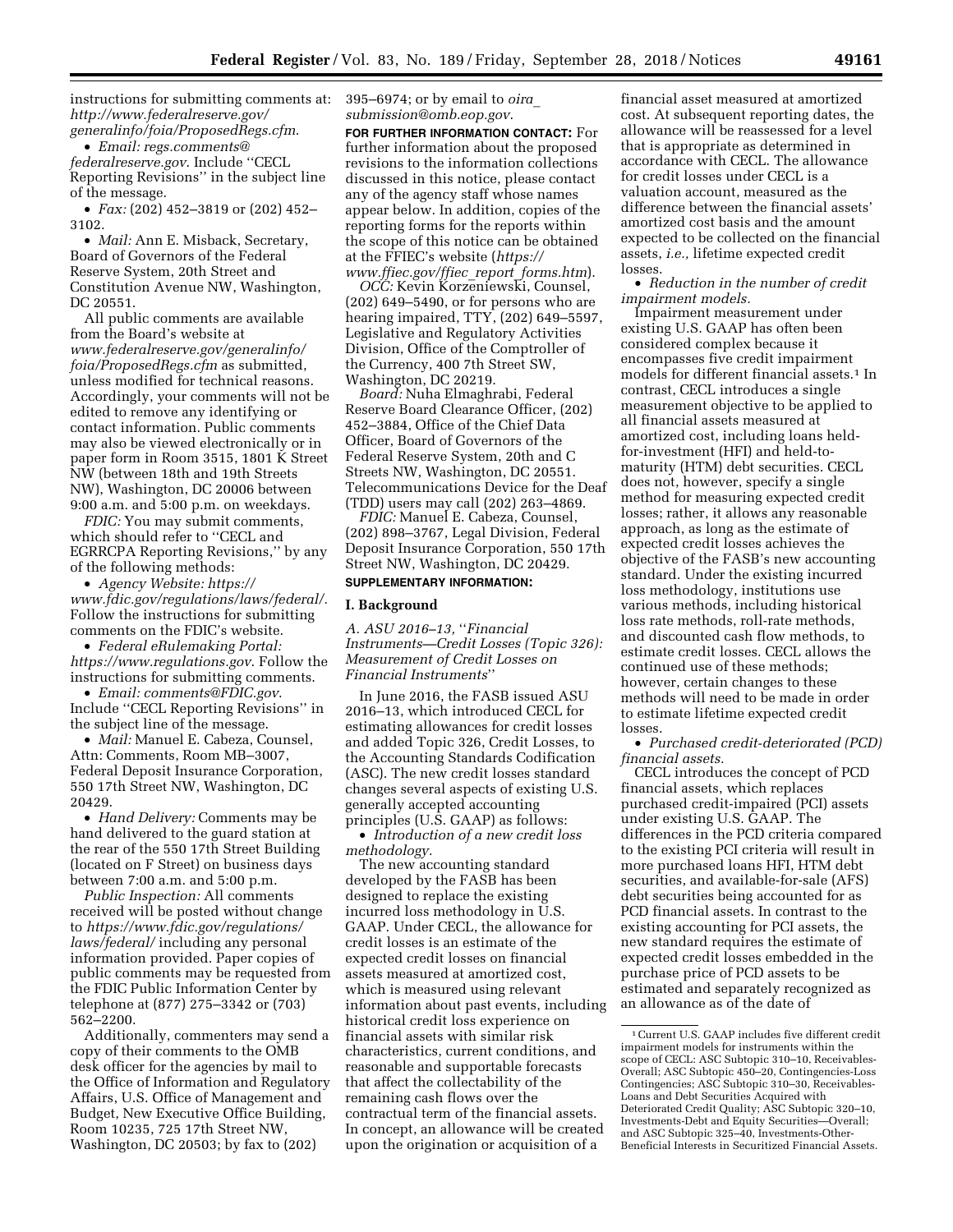instructions for submitting comments at: *http://www.federalreserve.gov/generalinfo/foia/ProposedRegs.cfm*.

- *Email: regs.comments@federalreserve.gov*. Include "CECL Reporting Revisions" in the subject line of the message.
- *Fax:* (202) 452–3819 or (202) 452–3102.
- *Mail:* Ann E. Misback, Secretary, Board of Governors of the Federal Reserve System, 20th Street and Constitution Avenue NW, Washington, DC 20551.

All public comments are available from the Board's website at *www.federalreserve.gov/generalinfo/foia/ProposedRegs.cfm* as submitted, unless modified for technical reasons. Accordingly, your comments will not be edited to remove any identifying or contact information. Public comments may also be viewed electronically or in paper form in Room 3515, 1801 K Street NW (between 18th and 19th Streets NW), Washington, DC 20006 between 9:00 a.m. and 5:00 p.m. on weekdays.

*FDIC:* You may submit comments, which should refer to "CECL and EGRRCPA Reporting Revisions," by any of the following methods:

- *Agency Website: https://www.fdic.gov/regulations/laws/federal/.* Follow the instructions for submitting comments on the FDIC's website.
- *Federal eRulemaking Portal: https://www.regulations.gov*. Follow the instructions for submitting comments.
- *Email: comments@FDIC.gov*. Include "CECL Reporting Revisions" in the subject line of the message.
- *Mail:* Manuel E. Cabeza, Counsel, Attn: Comments, Room MB–3007, Federal Deposit Insurance Corporation, 550 17th Street NW, Washington, DC 20429.
- *Hand Delivery:* Comments may be hand delivered to the guard station at the rear of the 550 17th Street Building (located on F Street) on business days between 7:00 a.m. and 5:00 p.m.

*Public Inspection:* All comments received will be posted without change to *https://www.fdic.gov/regulations/laws/federal/* including any personal information provided. Paper copies of public comments may be requested from the FDIC Public Information Center by telephone at (877) 275–3342 or (703) 562–2200.

Additionally, commenters may send a copy of their comments to the OMB desk officer for the agencies by mail to the Office of Information and Regulatory Affairs, U.S. Office of Management and Budget, New Executive Office Building, Room 10235, 725 17th Street NW, Washington, DC 20503; by fax to (202) 395–6974; or by email to *oira_submission@omb.eop.gov*.

**FOR FURTHER INFORMATION CONTACT:** For further information about the proposed revisions to the information collections discussed in this notice, please contact any of the agency staff whose names appear below. In addition, copies of the reporting forms for the reports within the scope of this notice can be obtained at the FFIEC's website (*https://www.ffiec.gov/ffiec_report_forms.htm*).

*OCC:* Kevin Korzeniewski, Counsel, (202) 649–5490, or for persons who are hearing impaired, TTY, (202) 649–5597, Legislative and Regulatory Activities Division, Office of the Comptroller of the Currency, 400 7th Street SW, Washington, DC 20219.

*Board:* Nuha Elmaghrabi, Federal Reserve Board Clearance Officer, (202) 452–3884, Office of the Chief Data Officer, Board of Governors of the Federal Reserve System, 20th and C Streets NW, Washington, DC 20551. Telecommunications Device for the Deaf (TDD) users may call (202) 263–4869.

*FDIC:* Manuel E. Cabeza, Counsel, (202) 898–3767, Legal Division, Federal Deposit Insurance Corporation, 550 17th Street NW, Washington, DC 20429.

**SUPPLEMENTARY INFORMATION:**

## I. Background

### *A. ASU 2016–13, "Financial Instruments—Credit Losses (Topic 326): Measurement of Credit Losses on Financial Instruments"*

In June 2016, the FASB issued ASU 2016–13, which introduced CECL for estimating allowances for credit losses and added Topic 326, Credit Losses, to the Accounting Standards Codification (ASC). The new credit losses standard changes several aspects of existing U.S. generally accepted accounting principles (U.S. GAAP) as follows:

- *Introduction of a new credit loss methodology.*

The new accounting standard developed by the FASB has been designed to replace the existing incurred loss methodology in U.S. GAAP. Under CECL, the allowance for credit losses is an estimate of the expected credit losses on financial assets measured at amortized cost, which is measured using relevant information about past events, including historical credit loss experience on financial assets with similar risk characteristics, current conditions, and reasonable and supportable forecasts that affect the collectability of the remaining cash flows over the contractual term of the financial assets. In concept, an allowance will be created upon the origination or acquisition of a financial asset measured at amortized cost. At subsequent reporting dates, the allowance will be reassessed for a level that is appropriate as determined in accordance with CECL. The allowance for credit losses under CECL is a valuation account, measured as the difference between the financial assets' amortized cost basis and the amount expected to be collected on the financial assets, *i.e.,* lifetime expected credit losses.

- *Reduction in the number of credit impairment models.*

Impairment measurement under existing U.S. GAAP has often been considered complex because it encompasses five credit impairment models for different financial assets.[1] In contrast, CECL introduces a single measurement objective to be applied to all financial assets measured at amortized cost, including loans held-for-investment (HFI) and held-to-maturity (HTM) debt securities. CECL does not, however, specify a single method for measuring expected credit losses; rather, it allows any reasonable approach, as long as the estimate of expected credit losses achieves the objective of the FASB's new accounting standard. Under the existing incurred loss methodology, institutions use various methods, including historical loss rate methods, roll-rate methods, and discounted cash flow methods, to estimate credit losses. CECL allows the continued use of these methods; however, certain changes to these methods will need to be made in order to estimate lifetime expected credit losses.

- *Purchased credit-deteriorated (PCD) financial assets.*

CECL introduces the concept of PCD financial assets, which replaces purchased credit-impaired (PCI) assets under existing U.S. GAAP. The differences in the PCD criteria compared to the existing PCI criteria will result in more purchased loans HFI, HTM debt securities, and available-for-sale (AFS) debt securities being accounted for as PCD financial assets. In contrast to the existing accounting for PCI assets, the new standard requires the estimate of expected credit losses embedded in the purchase price of PCD assets to be estimated and separately recognized as an allowance as of the date of

[1] Current U.S. GAAP includes five different credit impairment models for instruments within the scope of CECL: ASC Subtopic 310–10, Receivables-Overall; ASC Subtopic 450–20, Contingencies-Loss Contingencies; ASC Subtopic 310–30, Receivables-Loans and Debt Securities Acquired with Deteriorated Credit Quality; ASC Subtopic 320–10, Investments-Debt and Equity Securities—Overall; and ASC Subtopic 325–40, Investments-Other-Beneficial Interests in Securitized Financial Assets.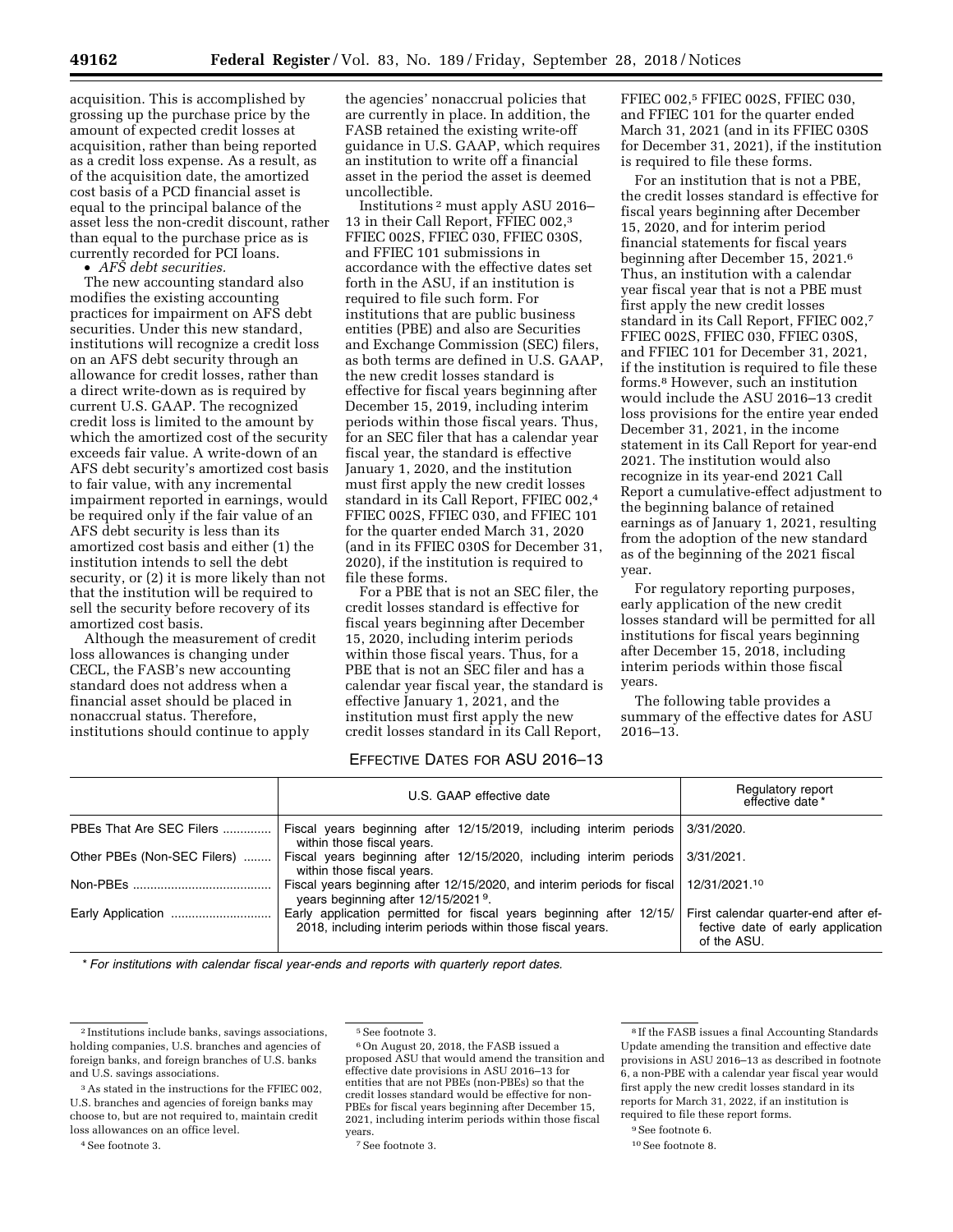acquisition. This is accomplished by grossing up the purchase price by the amount of expected credit losses at acquisition, rather than being reported as a credit loss expense. As a result, as of the acquisition date, the amortized cost basis of a PCD financial asset is equal to the principal balance of the asset less the non-credit discount, rather than equal to the purchase price as is currently recorded for PCI loans.

• *AFS debt securities.*

The new accounting standard also modifies the existing accounting practices for impairment on AFS debt securities. Under this new standard, institutions will recognize a credit loss on an AFS debt security through an allowance for credit losses, rather than a direct write-down as is required by current U.S. GAAP. The recognized credit loss is limited to the amount by which the amortized cost of the security exceeds fair value. A write-down of an AFS debt security's amortized cost basis to fair value, with any incremental impairment reported in earnings, would be required only if the fair value of an AFS debt security is less than its amortized cost basis and either (1) the institution intends to sell the debt security, or (2) it is more likely than not that the institution will be required to sell the security before recovery of its amortized cost basis.

Although the measurement of credit loss allowances is changing under CECL, the FASB's new accounting standard does not address when a financial asset should be placed in nonaccrual status. Therefore, institutions should continue to apply the agencies' nonaccrual policies that are currently in place. In addition, the FASB retained the existing write-off guidance in U.S. GAAP, which requires an institution to write off a financial asset in the period the asset is deemed uncollectible.

Institutions [2] must apply ASU 2016–13 in their Call Report, FFIEC 002,[3] FFIEC 002S, FFIEC 030, FFIEC 030S, and FFIEC 101 submissions in accordance with the effective dates set forth in the ASU, if an institution is required to file such form. For institutions that are public business entities (PBE) and also are Securities and Exchange Commission (SEC) filers, as both terms are defined in U.S. GAAP, the new credit losses standard is effective for fiscal years beginning after December 15, 2019, including interim periods within those fiscal years. Thus, for an SEC filer that has a calendar year fiscal year, the standard is effective January 1, 2020, and the institution must first apply the new credit losses standard in its Call Report, FFIEC 002,[4] FFIEC 002S, FFIEC 030, and FFIEC 101 for the quarter ended March 31, 2020 (and in its FFIEC 030S for December 31, 2020), if the institution is required to file these forms.

For a PBE that is not an SEC filer, the credit losses standard is effective for fiscal years beginning after December 15, 2020, including interim periods within those fiscal years. Thus, for a PBE that is not an SEC filer and has a calendar year fiscal year, the standard is effective January 1, 2021, and the institution must first apply the new credit losses standard in its Call Report, FFIEC 002,[5] FFIEC 002S, FFIEC 030, and FFIEC 101 for the quarter ended March 31, 2021 (and in its FFIEC 030S for December 31, 2021), if the institution is required to file these forms.

For an institution that is not a PBE, the credit losses standard is effective for fiscal years beginning after December 15, 2020, and for interim period financial statements for fiscal years beginning after December 15, 2021.[6] Thus, an institution with a calendar year fiscal year that is not a PBE must first apply the new credit losses standard in its Call Report, FFIEC 002,[7] FFIEC 002S, FFIEC 030, FFIEC 030S, and FFIEC 101 for December 31, 2021, if the institution is required to file these forms.[8] However, such an institution would include the ASU 2016–13 credit loss provisions for the entire year ended December 31, 2021, in the income statement in its Call Report for year-end 2021. The institution would also recognize in its year-end 2021 Call Report a cumulative-effect adjustment to the beginning balance of retained earnings as of January 1, 2021, resulting from the adoption of the new standard as of the beginning of the 2021 fiscal year.

For regulatory reporting purposes, early application of the new credit losses standard will be permitted for all institutions for fiscal years beginning after December 15, 2018, including interim periods within those fiscal years.

The following table provides a summary of the effective dates for ASU 2016–13.

EFFECTIVE DATES FOR ASU 2016–13

| | U.S. GAAP effective date | Regulatory report effective date * |
|---|---|---|
| PBEs That Are SEC Filers | Fiscal years beginning after 12/15/2019, including interim periods within those fiscal years. | 3/31/2020. |
| Other PBEs (Non-SEC Filers) | Fiscal years beginning after 12/15/2020, including interim periods within those fiscal years. | 3/31/2021. |
| Non-PBEs | Fiscal years beginning after 12/15/2020, and interim periods for fiscal years beginning after 12/15/2021 [9]. | 12/31/2021.[10] |
| Early Application | Early application permitted for fiscal years beginning after 12/15/2018, including interim periods within those fiscal years. | First calendar quarter-end after effective date of early application of the ASU. |

\* *For institutions with calendar fiscal year-ends and reports with quarterly report dates.*

---

[2] Institutions include banks, savings associations, holding companies, U.S. branches and agencies of foreign banks, and foreign branches of U.S. banks and U.S. savings associations.

[3] As stated in the instructions for the FFIEC 002, U.S. branches and agencies of foreign banks may choose to, but are not required to, maintain credit loss allowances on an office level.

[4] See footnote 3.

[5] See footnote 3.

[6] On August 20, 2018, the FASB issued a proposed ASU that would amend the transition and effective date provisions in ASU 2016–13 for entities that are not PBEs (non-PBEs) so that the credit losses standard would be effective for non-PBEs for fiscal years beginning after December 15, 2021, including interim periods within those fiscal years.

[7] See footnote 3.

[8] If the FASB issues a final Accounting Standards Update amending the transition and effective date provisions in ASU 2016–13 as described in footnote 6, a non-PBE with a calendar year fiscal year would first apply the new credit losses standard in its reports for March 31, 2022, if an institution is required to file these report forms.

[9] See footnote 6.

[10] See footnote 8.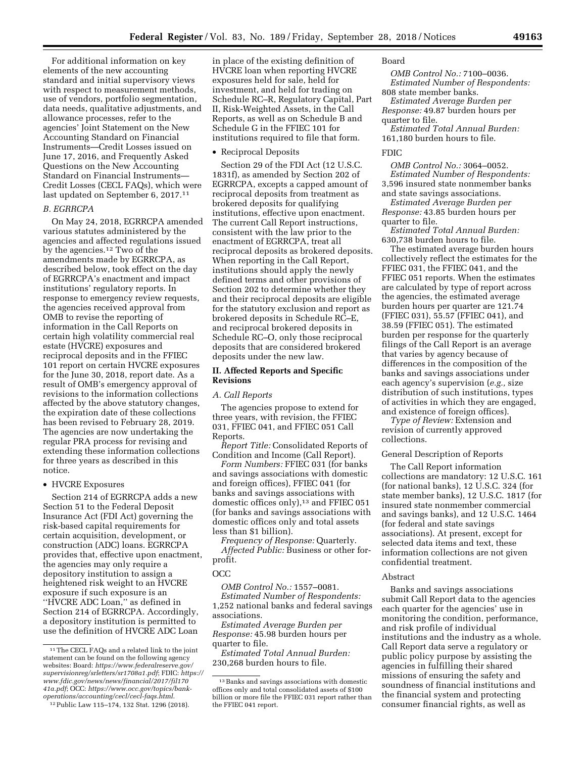For additional information on key elements of the new accounting standard and initial supervisory views with respect to measurement methods, use of vendors, portfolio segmentation, data needs, qualitative adjustments, and allowance processes, refer to the agencies' Joint Statement on the New Accounting Standard on Financial Instruments—Credit Losses issued on June 17, 2016, and Frequently Asked Questions on the New Accounting Standard on Financial Instruments—Credit Losses (CECL FAQs), which were last updated on September 6, 2017.[11]

### *B. EGRRCPA*

On May 24, 2018, EGRRCPA amended various statutes administered by the agencies and affected regulations issued by the agencies.[12] Two of the amendments made by EGRRCPA, as described below, took effect on the day of EGRRCPA's enactment and impact institutions' regulatory reports. In response to emergency review requests, the agencies received approval from OMB to revise the reporting of information in the Call Reports on certain high volatility commercial real estate (HVCRE) exposures and reciprocal deposits and in the FFIEC 101 report on certain HVCRE exposures for the June 30, 2018, report date. As a result of OMB's emergency approval of revisions to the information collections affected by the above statutory changes, the expiration date of these collections has been revised to February 28, 2019. The agencies are now undertaking the regular PRA process for revising and extending these information collections for three years as described in this notice.

- HVCRE Exposures

Section 214 of EGRRCPA adds a new Section 51 to the Federal Deposit Insurance Act (FDI Act) governing the risk-based capital requirements for certain acquisition, development, or construction (ADC) loans. EGRRCPA provides that, effective upon enactment, the agencies may only require a depository institution to assign a heightened risk weight to an HVCRE exposure if such exposure is an "HVCRE ADC Loan," as defined in Section 214 of EGRRCPA. Accordingly, a depository institution is permitted to use the definition of HVCRE ADC Loan in place of the existing definition of HVCRE loan when reporting HVCRE exposures held for sale, held for investment, and held for trading on Schedule RC–R, Regulatory Capital, Part II, Risk-Weighted Assets, in the Call Reports, as well as on Schedule B and Schedule G in the FFIEC 101 for institutions required to file that form.

- Reciprocal Deposits

Section 29 of the FDI Act (12 U.S.C. 1831f), as amended by Section 202 of EGRRCPA, excepts a capped amount of reciprocal deposits from treatment as brokered deposits for qualifying institutions, effective upon enactment. The current Call Report instructions, consistent with the law prior to the enactment of EGRRCPA, treat all reciprocal deposits as brokered deposits. When reporting in the Call Report, institutions should apply the newly defined terms and other provisions of Section 202 to determine whether they and their reciprocal deposits are eligible for the statutory exclusion and report as brokered deposits in Schedule RC–E, and reciprocal brokered deposits in Schedule RC–O, only those reciprocal deposits that are considered brokered deposits under the new law.

## II. Affected Reports and Specific Revisions

### *A. Call Reports*

The agencies propose to extend for three years, with revision, the FFIEC 031, FFIEC 041, and FFIEC 051 Call Reports.

*Report Title:* Consolidated Reports of Condition and Income (Call Report).

*Form Numbers:* FFIEC 031 (for banks and savings associations with domestic and foreign offices), FFIEC 041 (for banks and savings associations with domestic offices only),[13] and FFIEC 051 (for banks and savings associations with domestic offices only and total assets less than $1 billion).

*Frequency of Response:* Quarterly.

*Affected Public:* Business or other for-profit.

OCC

*OMB Control No.:* 1557–0081.

*Estimated Number of Respondents:* 1,252 national banks and federal savings associations.

*Estimated Average Burden per Response:* 45.98 burden hours per quarter to file.

*Estimated Total Annual Burden:* 230,268 burden hours to file.

Board

*OMB Control No.:* 7100–0036.

*Estimated Number of Respondents:* 808 state member banks.

*Estimated Average Burden per Response:* 49.87 burden hours per quarter to file.

*Estimated Total Annual Burden:* 161,180 burden hours to file.

FDIC

*OMB Control No.:* 3064–0052.

*Estimated Number of Respondents:* 3,596 insured state nonmember banks and state savings associations.

*Estimated Average Burden per Response:* 43.85 burden hours per quarter to file.

*Estimated Total Annual Burden:* 630,738 burden hours to file.

The estimated average burden hours collectively reflect the estimates for the FFIEC 031, the FFIEC 041, and the FFIEC 051 reports. When the estimates are calculated by type of report across the agencies, the estimated average burden hours per quarter are 121.74 (FFIEC 031), 55.57 (FFIEC 041), and 38.59 (FFIEC 051). The estimated burden per response for the quarterly filings of the Call Report is an average that varies by agency because of differences in the composition of the banks and savings associations under each agency's supervision (*e.g.,* size distribution of such institutions, types of activities in which they are engaged, and existence of foreign offices).

*Type of Review:* Extension and revision of currently approved collections.

General Description of Reports

The Call Report information collections are mandatory: 12 U.S.C. 161 (for national banks), 12 U.S.C. 324 (for state member banks), 12 U.S.C. 1817 (for insured state nonmember commercial and savings banks), and 12 U.S.C. 1464 (for federal and state savings associations). At present, except for selected data items and text, these information collections are not given confidential treatment.

Abstract

Banks and savings associations submit Call Report data to the agencies each quarter for the agencies' use in monitoring the condition, performance, and risk profile of individual institutions and the industry as a whole. Call Report data serve a regulatory or public policy purpose by assisting the agencies in fulfilling their shared missions of ensuring the safety and soundness of financial institutions and the financial system and protecting consumer financial rights, as well as

---

[11] The CECL FAQs and a related link to the joint statement can be found on the following agency websites: Board: *https://www.federalreserve.gov/supervisionreg/srletters/sr1708a1.pdf*; FDIC: *https://www.fdic.gov/news/news/financial/2017/fil17041a.pdf*; OCC: *https://www.occ.gov/topics/bank-operations/accounting/cecl/cecl-faqs.html*.

[12] Public Law 115–174, 132 Stat. 1296 (2018).

[13] Banks and savings associations with domestic offices only and total consolidated assets of $100 billion or more file the FFIEC 031 report rather than the FFIEC 041 report.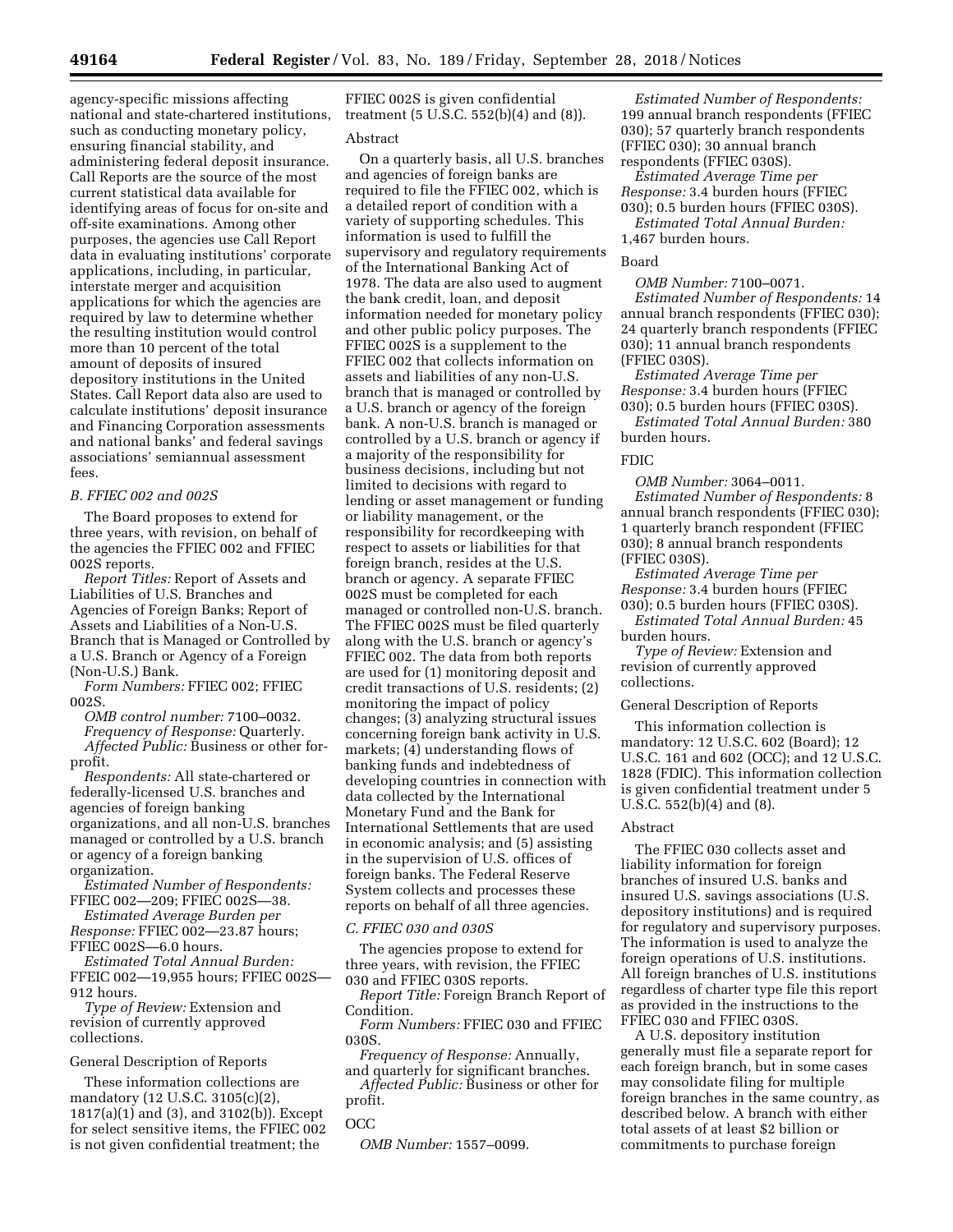agency-specific missions affecting national and state-chartered institutions, such as conducting monetary policy, ensuring financial stability, and administering federal deposit insurance. Call Reports are the source of the most current statistical data available for identifying areas of focus for on-site and off-site examinations. Among other purposes, the agencies use Call Report data in evaluating institutions' corporate applications, including, in particular, interstate merger and acquisition applications for which the agencies are required by law to determine whether the resulting institution would control more than 10 percent of the total amount of deposits of insured depository institutions in the United States. Call Report data also are used to calculate institutions' deposit insurance and Financing Corporation assessments and national banks' and federal savings associations' semiannual assessment fees.

### B. FFIEC 002 and 002S

The Board proposes to extend for three years, with revision, on behalf of the agencies the FFIEC 002 and FFIEC 002S reports.

*Report Titles:* Report of Assets and Liabilities of U.S. Branches and Agencies of Foreign Banks; Report of Assets and Liabilities of a Non-U.S. Branch that is Managed or Controlled by a U.S. Branch or Agency of a Foreign (Non-U.S.) Bank.

*Form Numbers:* FFIEC 002; FFIEC 002S.

*OMB control number:* 7100–0032.

*Frequency of Response:* Quarterly.

*Affected Public:* Business or other for-profit.

*Respondents:* All state-chartered or federally-licensed U.S. branches and agencies of foreign banking organizations, and all non-U.S. branches managed or controlled by a U.S. branch or agency of a foreign banking organization.

*Estimated Number of Respondents:* FFIEC 002—209; FFIEC 002S—38.

*Estimated Average Burden per Response:* FFIEC 002—23.87 hours; FFIEC 002S—6.0 hours.

*Estimated Total Annual Burden:* FFEIC 002—19,955 hours; FFIEC 002S—912 hours.

*Type of Review:* Extension and revision of currently approved collections.

General Description of Reports

These information collections are mandatory (12 U.S.C. 3105(c)(2), 1817(a)(1) and (3), and 3102(b)). Except for select sensitive items, the FFIEC 002 is not given confidential treatment; the FFIEC 002S is given confidential treatment (5 U.S.C. 552(b)(4) and (8)).

Abstract

On a quarterly basis, all U.S. branches and agencies of foreign banks are required to file the FFIEC 002, which is a detailed report of condition with a variety of supporting schedules. This information is used to fulfill the supervisory and regulatory requirements of the International Banking Act of 1978. The data are also used to augment the bank credit, loan, and deposit information needed for monetary policy and other public policy purposes. The FFIEC 002S is a supplement to the FFIEC 002 that collects information on assets and liabilities of any non-U.S. branch that is managed or controlled by a U.S. branch or agency of the foreign bank. A non-U.S. branch is managed or controlled by a U.S. branch or agency if a majority of the responsibility for business decisions, including but not limited to decisions with regard to lending or asset management or funding or liability management, or the responsibility for recordkeeping with respect to assets or liabilities for that foreign branch, resides at the U.S. branch or agency. A separate FFIEC 002S must be completed for each managed or controlled non-U.S. branch. The FFIEC 002S must be filed quarterly along with the U.S. branch or agency's FFIEC 002. The data from both reports are used for (1) monitoring deposit and credit transactions of U.S. residents; (2) monitoring the impact of policy changes; (3) analyzing structural issues concerning foreign bank activity in U.S. markets; (4) understanding flows of banking funds and indebtedness of developing countries in connection with data collected by the International Monetary Fund and the Bank for International Settlements that are used in economic analysis; and (5) assisting in the supervision of U.S. offices of foreign banks. The Federal Reserve System collects and processes these reports on behalf of all three agencies.

### C. FFIEC 030 and 030S

The agencies propose to extend for three years, with revision, the FFIEC 030 and FFIEC 030S reports.

*Report Title:* Foreign Branch Report of Condition.

*Form Numbers:* FFIEC 030 and FFIEC 030S.

*Frequency of Response:* Annually, and quarterly for significant branches.

*Affected Public:* Business or other for profit.

OCC

*OMB Number:* 1557–0099.

*Estimated Number of Respondents:* 199 annual branch respondents (FFIEC 030); 57 quarterly branch respondents (FFIEC 030); 30 annual branch respondents (FFIEC 030S).

*Estimated Average Time per Response:* 3.4 burden hours (FFIEC 030); 0.5 burden hours (FFIEC 030S).

*Estimated Total Annual Burden:* 1,467 burden hours.

Board

*OMB Number:* 7100–0071.

*Estimated Number of Respondents:* 14 annual branch respondents (FFIEC 030); 24 quarterly branch respondents (FFIEC 030); 11 annual branch respondents (FFIEC 030S).

*Estimated Average Time per Response:* 3.4 burden hours (FFIEC 030); 0.5 burden hours (FFIEC 030S).

*Estimated Total Annual Burden:* 380 burden hours.

FDIC

*OMB Number:* 3064–0011.

*Estimated Number of Respondents:* 8 annual branch respondents (FFIEC 030); 1 quarterly branch respondent (FFIEC 030); 8 annual branch respondents (FFIEC 030S).

*Estimated Average Time per Response:* 3.4 burden hours (FFIEC 030); 0.5 burden hours (FFIEC 030S).

*Estimated Total Annual Burden:* 45 burden hours.

*Type of Review:* Extension and revision of currently approved collections.

General Description of Reports

This information collection is mandatory: 12 U.S.C. 602 (Board); 12 U.S.C. 161 and 602 (OCC); and 12 U.S.C. 1828 (FDIC). This information collection is given confidential treatment under 5 U.S.C. 552(b)(4) and (8).

Abstract

The FFIEC 030 collects asset and liability information for foreign branches of insured U.S. banks and insured U.S. savings associations (U.S. depository institutions) and is required for regulatory and supervisory purposes. The information is used to analyze the foreign operations of U.S. institutions. All foreign branches of U.S. institutions regardless of charter type file this report as provided in the instructions to the FFIEC 030 and FFIEC 030S.

A U.S. depository institution generally must file a separate report for each foreign branch, but in some cases may consolidate filing for multiple foreign branches in the same country, as described below. A branch with either total assets of at least $2 billion or commitments to purchase foreign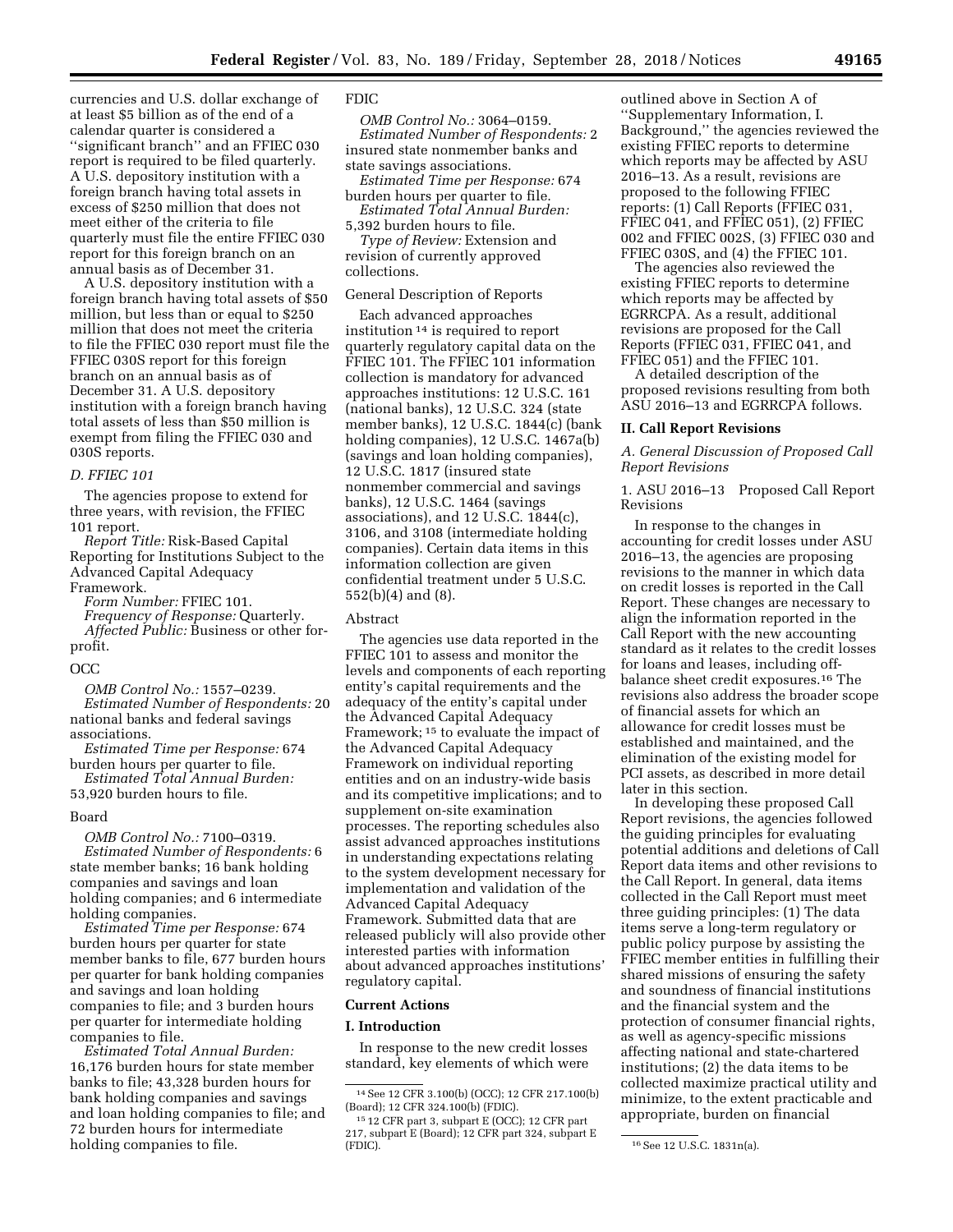currencies and U.S. dollar exchange of at least $5 billion as of the end of a calendar quarter is considered a ''significant branch'' and an FFIEC 030 report is required to be filed quarterly. A U.S. depository institution with a foreign branch having total assets in excess of $250 million that does not meet either of the criteria to file quarterly must file the entire FFIEC 030 report for this foreign branch on an annual basis as of December 31.

A U.S. depository institution with a foreign branch having total assets of $50 million, but less than or equal to $250 million that does not meet the criteria to file the FFIEC 030 report must file the FFIEC 030S report for this foreign branch on an annual basis as of December 31. A U.S. depository institution with a foreign branch having total assets of less than $50 million is exempt from filing the FFIEC 030 and 030S reports.

### *D. FFIEC 101*

The agencies propose to extend for three years, with revision, the FFIEC 101 report.

*Report Title:* Risk-Based Capital Reporting for Institutions Subject to the Advanced Capital Adequacy Framework.

*Form Number:* FFIEC 101.

*Frequency of Response:* Quarterly.

*Affected Public:* Business or other for-profit.

OCC

*OMB Control No.:* 1557–0239.

*Estimated Number of Respondents:* 20 national banks and federal savings associations.

*Estimated Time per Response:* 674 burden hours per quarter to file.

*Estimated Total Annual Burden:* 53,920 burden hours to file.

Board

*OMB Control No.:* 7100–0319.

*Estimated Number of Respondents:* 6 state member banks; 16 bank holding companies and savings and loan holding companies; and 6 intermediate holding companies.

*Estimated Time per Response:* 674 burden hours per quarter for state member banks to file, 677 burden hours per quarter for bank holding companies and savings and loan holding companies to file; and 3 burden hours per quarter for intermediate holding companies to file.

*Estimated Total Annual Burden:* 16,176 burden hours for state member banks to file; 43,328 burden hours for bank holding companies and savings and loan holding companies to file; and 72 burden hours for intermediate holding companies to file.

FDIC

*OMB Control No.:* 3064–0159.

*Estimated Number of Respondents:* 2 insured state nonmember banks and state savings associations.

*Estimated Time per Response:* 674 burden hours per quarter to file.

*Estimated Total Annual Burden:* 5,392 burden hours to file.

*Type of Review:* Extension and revision of currently approved collections.

General Description of Reports

Each advanced approaches institution [14] is required to report quarterly regulatory capital data on the FFIEC 101. The FFIEC 101 information collection is mandatory for advanced approaches institutions: 12 U.S.C. 161 (national banks), 12 U.S.C. 324 (state member banks), 12 U.S.C. 1844(c) (bank holding companies), 12 U.S.C. 1467a(b) (savings and loan holding companies), 12 U.S.C. 1817 (insured state nonmember commercial and savings banks), 12 U.S.C. 1464 (savings associations), and 12 U.S.C. 1844(c), 3106, and 3108 (intermediate holding companies). Certain data items in this information collection are given confidential treatment under 5 U.S.C. 552(b)(4) and (8).

Abstract

The agencies use data reported in the FFIEC 101 to assess and monitor the levels and components of each reporting entity's capital requirements and the adequacy of the entity's capital under the Advanced Capital Adequacy Framework; [15] to evaluate the impact of the Advanced Capital Adequacy Framework on individual reporting entities and on an industry-wide basis and its competitive implications; and to supplement on-site examination processes. The reporting schedules also assist advanced approaches institutions in understanding expectations relating to the system development necessary for implementation and validation of the Advanced Capital Adequacy Framework. Submitted data that are released publicly will also provide other interested parties with information about advanced approaches institutions' regulatory capital.

## Current Actions

### I. Introduction

In response to the new credit losses standard, key elements of which were outlined above in Section A of ''Supplementary Information, I. Background,'' the agencies reviewed the existing FFIEC reports to determine which reports may be affected by ASU 2016–13. As a result, revisions are proposed to the following FFIEC reports: (1) Call Reports (FFIEC 031, FFIEC 041, and FFIEC 051), (2) FFIEC 002 and FFIEC 002S, (3) FFIEC 030 and FFIEC 030S, and (4) the FFIEC 101.

The agencies also reviewed the existing FFIEC reports to determine which reports may be affected by EGRRCPA. As a result, additional revisions are proposed for the Call Reports (FFIEC 031, FFIEC 041, and FFIEC 051) and the FFIEC 101.

A detailed description of the proposed revisions resulting from both ASU 2016–13 and EGRRCPA follows.

### II. Call Report Revisions

#### *A. General Discussion of Proposed Call Report Revisions*

1. ASU 2016–13 Proposed Call Report Revisions

In response to the changes in accounting for credit losses under ASU 2016–13, the agencies are proposing revisions to the manner in which data on credit losses is reported in the Call Report. These changes are necessary to align the information reported in the Call Report with the new accounting standard as it relates to the credit losses for loans and leases, including off-balance sheet credit exposures.[16] The revisions also address the broader scope of financial assets for which an allowance for credit losses must be established and maintained, and the elimination of the existing model for PCI assets, as described in more detail later in this section.

In developing these proposed Call Report revisions, the agencies followed the guiding principles for evaluating potential additions and deletions of Call Report data items and other revisions to the Call Report. In general, data items collected in the Call Report must meet three guiding principles: (1) The data items serve a long-term regulatory or public policy purpose by assisting the FFIEC member entities in fulfilling their shared missions of ensuring the safety and soundness of financial institutions and the financial system and the protection of consumer financial rights, as well as agency-specific missions affecting national and state-chartered institutions; (2) the data items to be collected maximize practical utility and minimize, to the extent practicable and appropriate, burden on financial

[14] See 12 CFR 3.100(b) (OCC); 12 CFR 217.100(b) (Board); 12 CFR 324.100(b) (FDIC).

[15] 12 CFR part 3, subpart E (OCC); 12 CFR part 217, subpart E (Board); 12 CFR part 324, subpart E (FDIC).

[16] See 12 U.S.C. 1831n(a).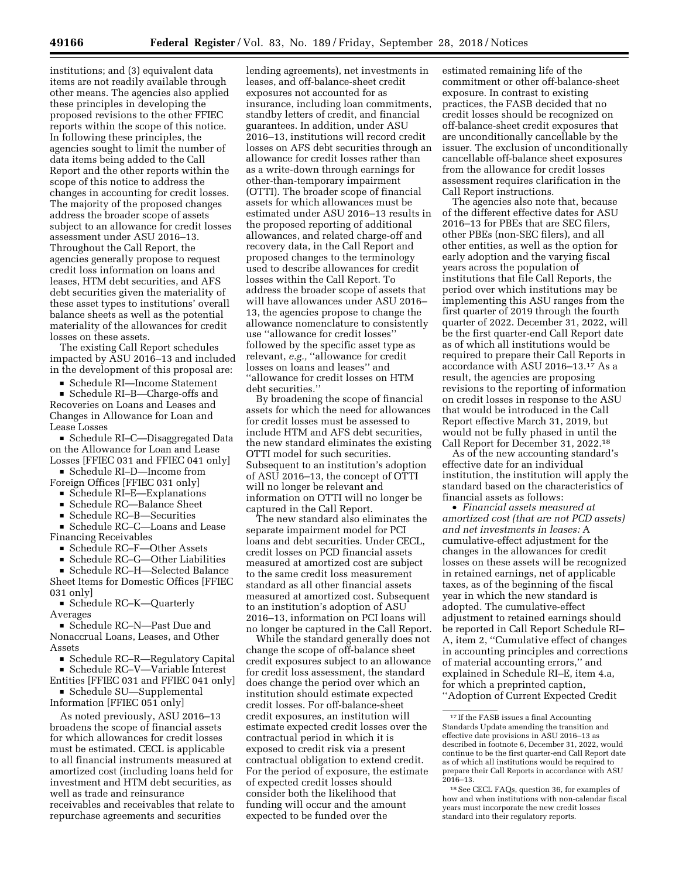institutions; and (3) equivalent data items are not readily available through other means. The agencies also applied these principles in developing the proposed revisions to the other FFIEC reports within the scope of this notice. In following these principles, the agencies sought to limit the number of data items being added to the Call Report and the other reports within the scope of this notice to address the changes in accounting for credit losses. The majority of the proposed changes address the broader scope of assets subject to an allowance for credit losses assessment under ASU 2016–13. Throughout the Call Report, the agencies generally propose to request credit loss information on loans and leases, HTM debt securities, and AFS debt securities given the materiality of these asset types to institutions' overall balance sheets as well as the potential materiality of the allowances for credit losses on these assets.

The existing Call Report schedules impacted by ASU 2016–13 and included in the development of this proposal are:

- Schedule RI—Income Statement
- Schedule RI–B—Charge-offs and Recoveries on Loans and Leases and Changes in Allowance for Loan and Lease Losses
- Schedule RI–C—Disaggregated Data on the Allowance for Loan and Lease Losses [FFIEC 031 and FFIEC 041 only]
- Schedule RI–D—Income from Foreign Offices [FFIEC 031 only]
- Schedule RI–E—Explanations
- Schedule RC—Balance Sheet
- Schedule RC–B—Securities
- Schedule RC–C—Loans and Lease Financing Receivables
- Schedule RC–F—Other Assets
- Schedule RC–G—Other Liabilities
- Schedule RC–H—Selected Balance Sheet Items for Domestic Offices [FFIEC 031 only]
- Schedule RC–K—Quarterly Averages
- Schedule RC–N—Past Due and Nonaccrual Loans, Leases, and Other Assets
- Schedule RC–R—Regulatory Capital
- Schedule RC–V—Variable Interest Entities [FFIEC 031 and FFIEC 041 only]
- Schedule SU—Supplemental Information [FFIEC 051 only]

As noted previously, ASU 2016–13 broadens the scope of financial assets for which allowances for credit losses must be estimated. CECL is applicable to all financial instruments measured at amortized cost (including loans held for investment and HTM debt securities, as well as trade and reinsurance receivables and receivables that relate to repurchase agreements and securities lending agreements), net investments in leases, and off-balance-sheet credit exposures not accounted for as insurance, including loan commitments, standby letters of credit, and financial guarantees. In addition, under ASU 2016–13, institutions will record credit losses on AFS debt securities through an allowance for credit losses rather than as a write-down through earnings for other-than-temporary impairment (OTTI). The broader scope of financial assets for which allowances must be estimated under ASU 2016–13 results in the proposed reporting of additional allowances, and related charge-off and recovery data, in the Call Report and proposed changes to the terminology used to describe allowances for credit losses within the Call Report. To address the broader scope of assets that will have allowances under ASU 2016–13, the agencies propose to change the allowance nomenclature to consistently use ''allowance for credit losses'' followed by the specific asset type as relevant, *e.g.,* ''allowance for credit losses on loans and leases'' and ''allowance for credit losses on HTM debt securities.''

By broadening the scope of financial assets for which the need for allowances for credit losses must be assessed to include HTM and AFS debt securities, the new standard eliminates the existing OTTI model for such securities. Subsequent to an institution's adoption of ASU 2016–13, the concept of OTTI will no longer be relevant and information on OTTI will no longer be captured in the Call Report.

The new standard also eliminates the separate impairment model for PCI loans and debt securities. Under CECL, credit losses on PCD financial assets measured at amortized cost are subject to the same credit loss measurement standard as all other financial assets measured at amortized cost. Subsequent to an institution's adoption of ASU 2016–13, information on PCI loans will no longer be captured in the Call Report.

While the standard generally does not change the scope of off-balance sheet credit exposures subject to an allowance for credit loss assessment, the standard does change the period over which an institution should estimate expected credit losses. For off-balance-sheet credit exposures, an institution will estimate expected credit losses over the contractual period in which it is exposed to credit risk via a present contractual obligation to extend credit. For the period of exposure, the estimate of expected credit losses should consider both the likelihood that funding will occur and the amount expected to be funded over the estimated remaining life of the commitment or other off-balance-sheet exposure. In contrast to existing practices, the FASB decided that no credit losses should be recognized on off-balance-sheet credit exposures that are unconditionally cancellable by the issuer. The exclusion of unconditionally cancellable off-balance sheet exposures from the allowance for credit losses assessment requires clarification in the Call Report instructions.

The agencies also note that, because of the different effective dates for ASU 2016–13 for PBEs that are SEC filers, other PBEs (non-SEC filers), and all other entities, as well as the option for early adoption and the varying fiscal years across the population of institutions that file Call Reports, the period over which institutions may be implementing this ASU ranges from the first quarter of 2019 through the fourth quarter of 2022. December 31, 2022, will be the first quarter-end Call Report date as of which all institutions would be required to prepare their Call Reports in accordance with ASU 2016–13.[17] As a result, the agencies are proposing revisions to the reporting of information on credit losses in response to the ASU that would be introduced in the Call Report effective March 31, 2019, but would not be fully phased in until the Call Report for December 31, 2022.[18]

As of the new accounting standard's effective date for an individual institution, the institution will apply the standard based on the characteristics of financial assets as follows:

- *Financial assets measured at amortized cost (that are not PCD assets) and net investments in leases:* A cumulative-effect adjustment for the changes in the allowances for credit losses on these assets will be recognized in retained earnings, net of applicable taxes, as of the beginning of the fiscal year in which the new standard is adopted. The cumulative-effect adjustment to retained earnings should be reported in Call Report Schedule RI–A, item 2, ''Cumulative effect of changes in accounting principles and corrections of material accounting errors,'' and explained in Schedule RI–E, item 4.a, for which a preprinted caption, ''Adoption of Current Expected Credit

---

[17] If the FASB issues a final Accounting Standards Update amending the transition and effective date provisions in ASU 2016–13 as described in footnote 6, December 31, 2022, would continue to be the first quarter-end Call Report date as of which all institutions would be required to prepare their Call Reports in accordance with ASU 2016–13.

[18] See CECL FAQs, question 36, for examples of how and when institutions with non-calendar fiscal years must incorporate the new credit losses standard into their regulatory reports.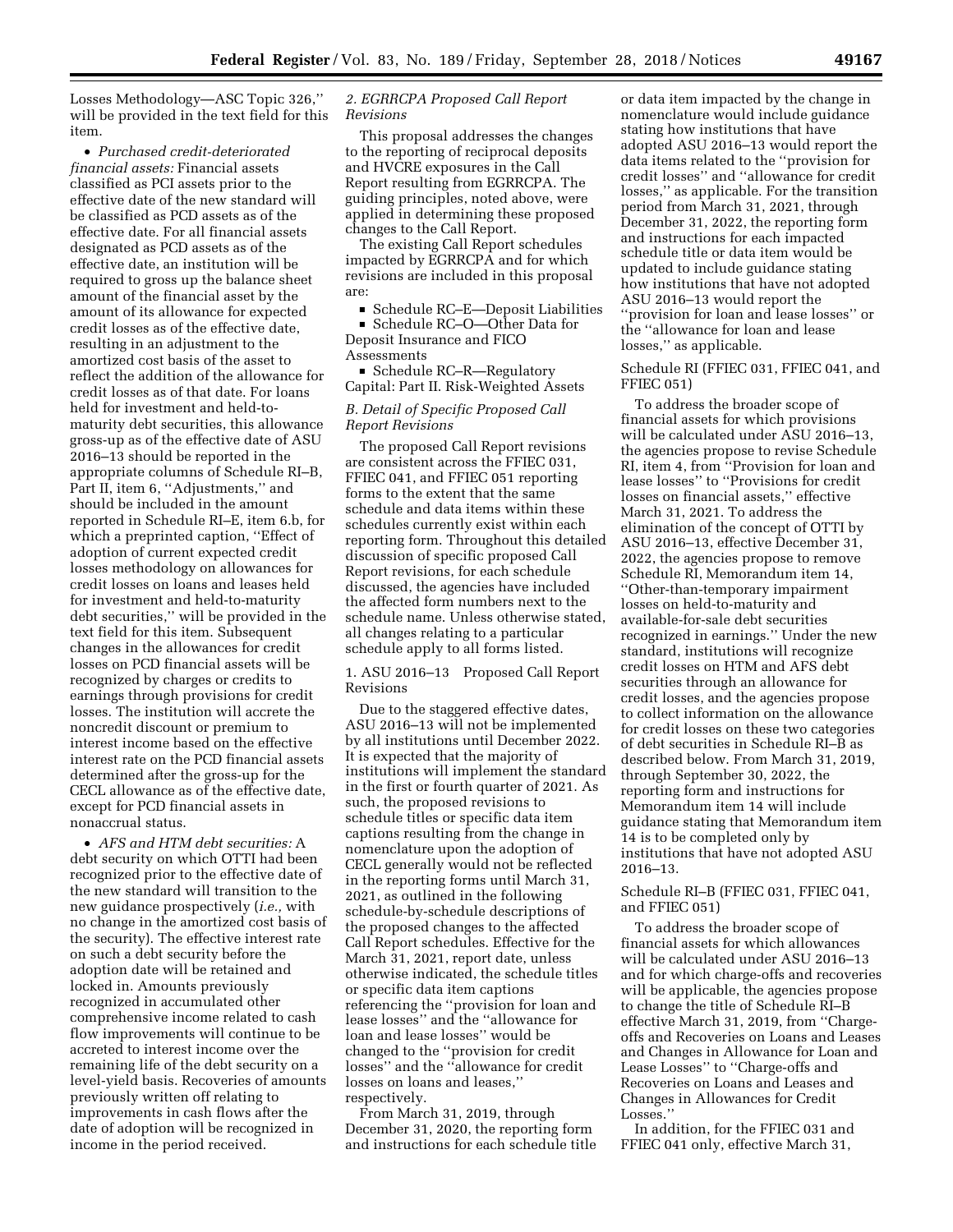Losses Methodology—ASC Topic 326,'' will be provided in the text field for this item.

- *Purchased credit-deteriorated financial assets:* Financial assets classified as PCI assets prior to the effective date of the new standard will be classified as PCD assets as of the effective date. For all financial assets designated as PCD assets as of the effective date, an institution will be required to gross up the balance sheet amount of the financial asset by the amount of its allowance for expected credit losses as of the effective date, resulting in an adjustment to the amortized cost basis of the asset to reflect the addition of the allowance for credit losses as of that date. For loans held for investment and held-to-maturity debt securities, this allowance gross-up as of the effective date of ASU 2016–13 should be reported in the appropriate columns of Schedule RI–B, Part II, item 6, ''Adjustments,'' and should be included in the amount reported in Schedule RI–E, item 6.b, for which a preprinted caption, ''Effect of adoption of current expected credit losses methodology on allowances for credit losses on loans and leases held for investment and held-to-maturity debt securities,'' will be provided in the text field for this item. Subsequent changes in the allowances for credit losses on PCD financial assets will be recognized by charges or credits to earnings through provisions for credit losses. The institution will accrete the noncredit discount or premium to interest income based on the effective interest rate on the PCD financial assets determined after the gross-up for the CECL allowance as of the effective date, except for PCD financial assets in nonaccrual status.

- *AFS and HTM debt securities:* A debt security on which OTTI had been recognized prior to the effective date of the new standard will transition to the new guidance prospectively (*i.e.,* with no change in the amortized cost basis of the security). The effective interest rate on such a debt security before the adoption date will be retained and locked in. Amounts previously recognized in accumulated other comprehensive income related to cash flow improvements will continue to be accreted to interest income over the remaining life of the debt security on a level-yield basis. Recoveries of amounts previously written off relating to improvements in cash flows after the date of adoption will be recognized in income in the period received.

### *2. EGRRCPA Proposed Call Report Revisions*

This proposal addresses the changes to the reporting of reciprocal deposits and HVCRE exposures in the Call Report resulting from EGRRCPA. The guiding principles, noted above, were applied in determining these proposed changes to the Call Report.

The existing Call Report schedules impacted by EGRRCPA and for which revisions are included in this proposal are:

- Schedule RC–E—Deposit Liabilities
- Schedule RC–O—Other Data for Deposit Insurance and FICO Assessments
- Schedule RC–R—Regulatory Capital: Part II. Risk-Weighted Assets

## *B. Detail of Specific Proposed Call Report Revisions*

The proposed Call Report revisions are consistent across the FFIEC 031, FFIEC 041, and FFIEC 051 reporting forms to the extent that the same schedule and data items within these schedules currently exist within each reporting form. Throughout this detailed discussion of specific proposed Call Report revisions, for each schedule discussed, the agencies have included the affected form numbers next to the schedule name. Unless otherwise stated, all changes relating to a particular schedule apply to all forms listed.

### 1. ASU 2016–13 Proposed Call Report Revisions

Due to the staggered effective dates, ASU 2016–13 will not be implemented by all institutions until December 2022. It is expected that the majority of institutions will implement the standard in the first or fourth quarter of 2021. As such, the proposed revisions to schedule titles or specific data item captions resulting from the change in nomenclature upon the adoption of CECL generally would not be reflected in the reporting forms until March 31, 2021, as outlined in the following schedule-by-schedule descriptions of the proposed changes to the affected Call Report schedules. Effective for the March 31, 2021, report date, unless otherwise indicated, the schedule titles or specific data item captions referencing the ''provision for loan and lease losses'' and the ''allowance for loan and lease losses'' would be changed to the ''provision for credit losses'' and the ''allowance for credit losses on loans and leases,'' respectively.

From March 31, 2019, through December 31, 2020, the reporting form and instructions for each schedule title or data item impacted by the change in nomenclature would include guidance stating how institutions that have adopted ASU 2016–13 would report the data items related to the ''provision for credit losses'' and ''allowance for credit losses,'' as applicable. For the transition period from March 31, 2021, through December 31, 2022, the reporting form and instructions for each impacted schedule title or data item would be updated to include guidance stating how institutions that have not adopted ASU 2016–13 would report the ''provision for loan and lease losses'' or the ''allowance for loan and lease losses,'' as applicable.

#### Schedule RI (FFIEC 031, FFIEC 041, and FFIEC 051)

To address the broader scope of financial assets for which provisions will be calculated under ASU 2016–13, the agencies propose to revise Schedule RI, item 4, from ''Provision for loan and lease losses'' to ''Provisions for credit losses on financial assets,'' effective March 31, 2021. To address the elimination of the concept of OTTI by ASU 2016–13, effective December 31, 2022, the agencies propose to remove Schedule RI, Memorandum item 14, ''Other-than-temporary impairment losses on held-to-maturity and available-for-sale debt securities recognized in earnings.'' Under the new standard, institutions will recognize credit losses on HTM and AFS debt securities through an allowance for credit losses, and the agencies propose to collect information on the allowance for credit losses on these two categories of debt securities in Schedule RI–B as described below. From March 31, 2019, through September 30, 2022, the reporting form and instructions for Memorandum item 14 will include guidance stating that Memorandum item 14 is to be completed only by institutions that have not adopted ASU 2016–13.

#### Schedule RI–B (FFIEC 031, FFIEC 041, and FFIEC 051)

To address the broader scope of financial assets for which allowances will be calculated under ASU 2016–13 and for which charge-offs and recoveries will be applicable, the agencies propose to change the title of Schedule RI–B effective March 31, 2019, from ''Charge-offs and Recoveries on Loans and Leases and Changes in Allowance for Loan and Lease Losses'' to ''Charge-offs and Recoveries on Loans and Leases and Changes in Allowances for Credit Losses.''

In addition, for the FFIEC 031 and FFIEC 041 only, effective March 31,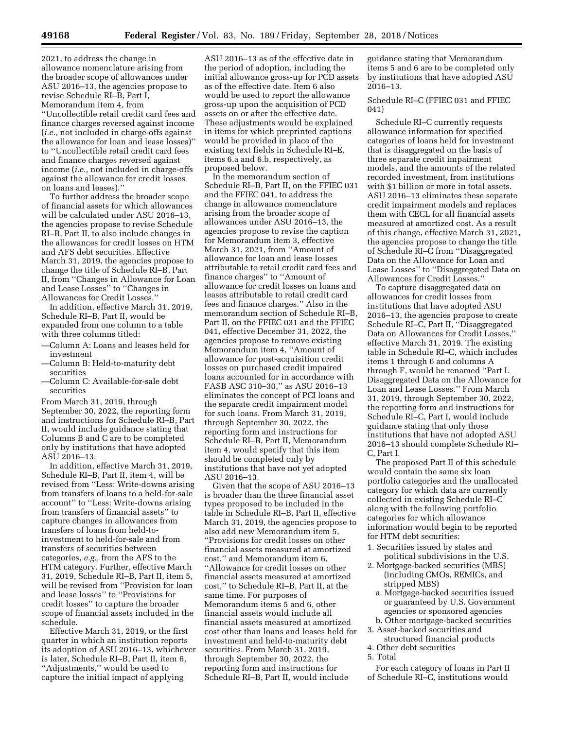2021, to address the change in allowance nomenclature arising from the broader scope of allowances under ASU 2016–13, the agencies propose to revise Schedule RI–B, Part I, Memorandum item 4, from ''Uncollectible retail credit card fees and finance charges reversed against income (*i.e.,* not included in charge-offs against the allowance for loan and lease losses)'' to ''Uncollectible retail credit card fees and finance charges reversed against income (*i.e.,* not included in charge-offs against the allowance for credit losses on loans and leases).''

To further address the broader scope of financial assets for which allowances will be calculated under ASU 2016–13, the agencies propose to revise Schedule RI–B, Part II, to also include changes in the allowances for credit losses on HTM and AFS debt securities. Effective March 31, 2019, the agencies propose to change the title of Schedule RI–B, Part II, from ''Changes in Allowance for Loan and Lease Losses'' to ''Changes in Allowances for Credit Losses.''

In addition, effective March 31, 2019, Schedule RI–B, Part II, would be expanded from one column to a table with three columns titled:

—Column A: Loans and leases held for investment
—Column B: Held-to-maturity debt securities
—Column C: Available-for-sale debt securities

From March 31, 2019, through September 30, 2022, the reporting form and instructions for Schedule RI–B, Part II, would include guidance stating that Columns B and C are to be completed only by institutions that have adopted ASU 2016–13.

In addition, effective March 31, 2019, Schedule RI–B, Part II, item 4, will be revised from ''Less: Write-downs arising from transfers of loans to a held-for-sale account'' to ''Less: Write-downs arising from transfers of financial assets'' to capture changes in allowances from transfers of loans from held-to-investment to held-for-sale and from transfers of securities between categories, *e.g.,* from the AFS to the HTM category. Further, effective March 31, 2019, Schedule RI–B, Part II, item 5, will be revised from ''Provision for loan and lease losses'' to ''Provisions for credit losses'' to capture the broader scope of financial assets included in the schedule.

Effective March 31, 2019, or the first quarter in which an institution reports its adoption of ASU 2016–13, whichever is later, Schedule RI–B, Part II, item 6, ''Adjustments,'' would be used to capture the initial impact of applying ASU 2016–13 as of the effective date in the period of adoption, including the initial allowance gross-up for PCD assets as of the effective date. Item 6 also would be used to report the allowance gross-up upon the acquisition of PCD assets on or after the effective date. These adjustments would be explained in items for which preprinted captions would be provided in place of the existing text fields in Schedule RI–E, items 6.a and 6.b, respectively, as proposed below.

In the memorandum section of Schedule RI–B, Part II, on the FFIEC 031 and the FFIEC 041, to address the change in allowance nomenclature arising from the broader scope of allowances under ASU 2016–13, the agencies propose to revise the caption for Memorandum item 3, effective March 31, 2021, from ''Amount of allowance for loan and lease losses attributable to retail credit card fees and finance charges'' to ''Amount of allowance for credit losses on loans and leases attributable to retail credit card fees and finance charges.'' Also in the memorandum section of Schedule RI–B, Part II, on the FFIEC 031 and the FFIEC 041, effective December 31, 2022, the agencies propose to remove existing Memorandum item 4, ''Amount of allowance for post-acquisition credit losses on purchased credit impaired loans accounted for in accordance with FASB ASC 310–30,'' as ASU 2016–13 eliminates the concept of PCI loans and the separate credit impairment model for such loans. From March 31, 2019, through September 30, 2022, the reporting form and instructions for Schedule RI–B, Part II, Memorandum item 4, would specify that this item should be completed only by institutions that have not yet adopted ASU 2016–13.

Given that the scope of ASU 2016–13 is broader than the three financial asset types proposed to be included in the table in Schedule RI–B, Part II, effective March 31, 2019, the agencies propose to also add new Memorandum item 5, ''Provisions for credit losses on other financial assets measured at amortized cost,'' and Memorandum item 6, ''Allowance for credit losses on other financial assets measured at amortized cost,'' to Schedule RI–B, Part II, at the same time. For purposes of Memorandum items 5 and 6, other financial assets would include all financial assets measured at amortized cost other than loans and leases held for investment and held-to-maturity debt securities. From March 31, 2019, through September 30, 2022, the reporting form and instructions for Schedule RI–B, Part II, would include guidance stating that Memorandum items 5 and 6 are to be completed only by institutions that have adopted ASU 2016–13.

Schedule RI–C (FFIEC 031 and FFIEC 041)

Schedule RI–C currently requests allowance information for specified categories of loans held for investment that is disaggregated on the basis of three separate credit impairment models, and the amounts of the related recorded investment, from institutions with $1 billion or more in total assets. ASU 2016–13 eliminates these separate credit impairment models and replaces them with CECL for all financial assets measured at amortized cost. As a result of this change, effective March 31, 2021, the agencies propose to change the title of Schedule RI–C from ''Disaggregated Data on the Allowance for Loan and Lease Losses'' to ''Disaggregated Data on Allowances for Credit Losses.''

To capture disaggregated data on allowances for credit losses from institutions that have adopted ASU 2016–13, the agencies propose to create Schedule RI–C, Part II, ''Disaggregated Data on Allowances for Credit Losses,'' effective March 31, 2019. The existing table in Schedule RI–C, which includes items 1 through 6 and columns A through F, would be renamed ''Part I. Disaggregated Data on the Allowance for Loan and Lease Losses.'' From March 31, 2019, through September 30, 2022, the reporting form and instructions for Schedule RI–C, Part I, would include guidance stating that only those institutions that have not adopted ASU 2016–13 should complete Schedule RI–C, Part I.

The proposed Part II of this schedule would contain the same six loan portfolio categories and the unallocated category for which data are currently collected in existing Schedule RI–C along with the following portfolio categories for which allowance information would begin to be reported for HTM debt securities:

1. Securities issued by states and political subdivisions in the U.S.
2. Mortgage-backed securities (MBS) (including CMOs, REMICs, and stripped MBS)
   a. Mortgage-backed securities issued or guaranteed by U.S. Government agencies or sponsored agencies
   b. Other mortgage-backed securities
3. Asset-backed securities and structured financial products
4. Other debt securities
5. Total

For each category of loans in Part II of Schedule RI–C, institutions would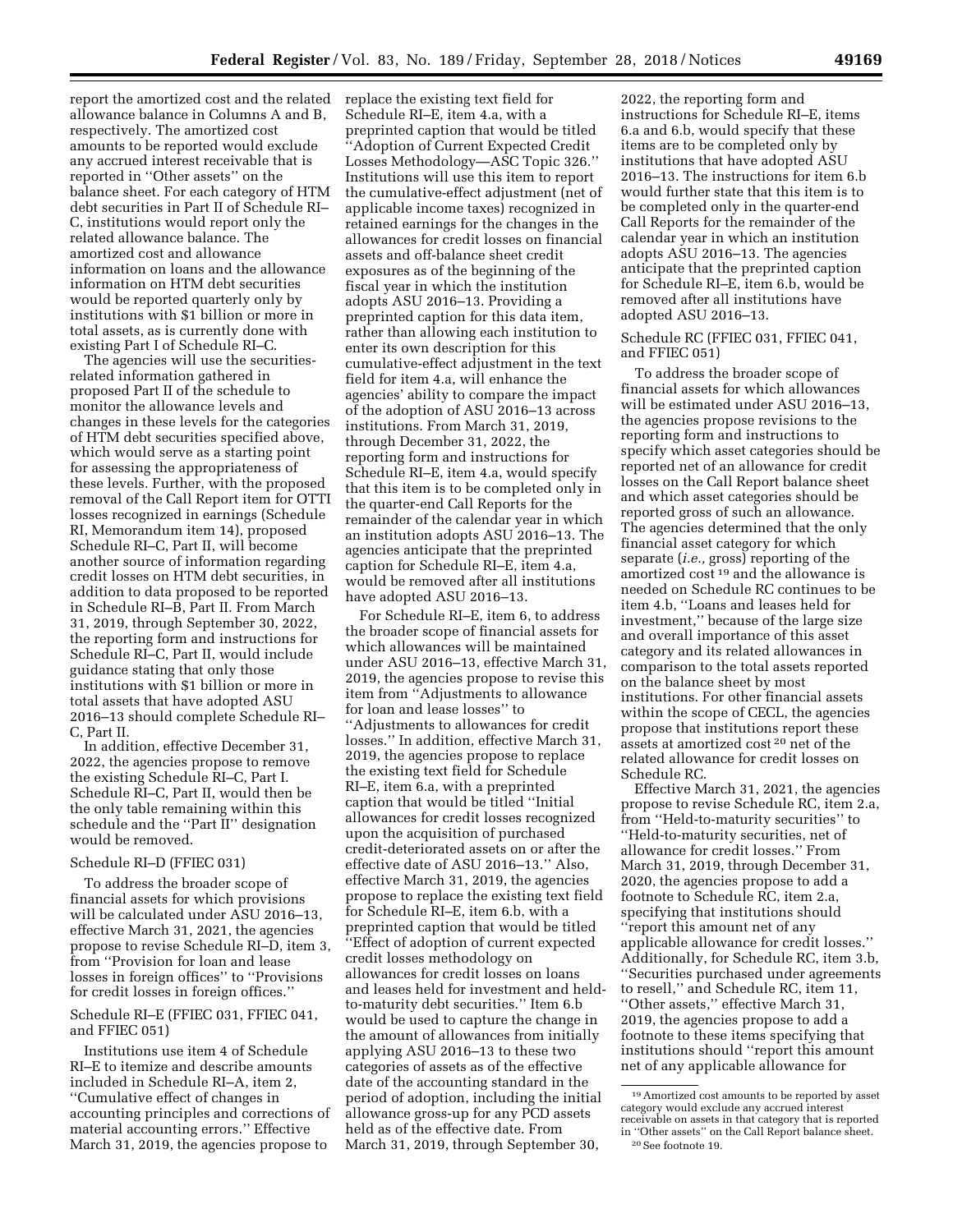report the amortized cost and the related allowance balance in Columns A and B, respectively. The amortized cost amounts to be reported would exclude any accrued interest receivable that is reported in ''Other assets'' on the balance sheet. For each category of HTM debt securities in Part II of Schedule RI–C, institutions would report only the related allowance balance. The amortized cost and allowance information on loans and the allowance information on HTM debt securities would be reported quarterly only by institutions with $1 billion or more in total assets, as is currently done with existing Part I of Schedule RI–C.

The agencies will use the securities-related information gathered in proposed Part II of the schedule to monitor the allowance levels and changes in these levels for the categories of HTM debt securities specified above, which would serve as a starting point for assessing the appropriateness of these levels. Further, with the proposed removal of the Call Report item for OTTI losses recognized in earnings (Schedule RI, Memorandum item 14), proposed Schedule RI–C, Part II, will become another source of information regarding credit losses on HTM debt securities, in addition to data proposed to be reported in Schedule RI–B, Part II. From March 31, 2019, through September 30, 2022, the reporting form and instructions for Schedule RI–C, Part II, would include guidance stating that only those institutions with $1 billion or more in total assets that have adopted ASU 2016–13 should complete Schedule RI–C, Part II.

In addition, effective December 31, 2022, the agencies propose to remove the existing Schedule RI–C, Part I. Schedule RI–C, Part II, would then be the only table remaining within this schedule and the ''Part II'' designation would be removed.

Schedule RI–D (FFIEC 031)

To address the broader scope of financial assets for which provisions will be calculated under ASU 2016–13, effective March 31, 2021, the agencies propose to revise Schedule RI–D, item 3, from ''Provision for loan and lease losses in foreign offices'' to ''Provisions for credit losses in foreign offices.''

Schedule RI–E (FFIEC 031, FFIEC 041, and FFIEC 051)

Institutions use item 4 of Schedule RI–E to itemize and describe amounts included in Schedule RI–A, item 2, ''Cumulative effect of changes in accounting principles and corrections of material accounting errors.'' Effective March 31, 2019, the agencies propose to replace the existing text field for Schedule RI–E, item 4.a, with a preprinted caption that would be titled ''Adoption of Current Expected Credit Losses Methodology—ASC Topic 326.'' Institutions will use this item to report the cumulative-effect adjustment (net of applicable income taxes) recognized in retained earnings for the changes in the allowances for credit losses on financial assets and off-balance sheet credit exposures as of the beginning of the fiscal year in which the institution adopts ASU 2016–13. Providing a preprinted caption for this data item, rather than allowing each institution to enter its own description for this cumulative-effect adjustment in the text field for item 4.a, will enhance the agencies' ability to compare the impact of the adoption of ASU 2016–13 across institutions. From March 31, 2019, through December 31, 2022, the reporting form and instructions for Schedule RI–E, item 4.a, would specify that this item is to be completed only in the quarter-end Call Reports for the remainder of the calendar year in which an institution adopts ASU 2016–13. The agencies anticipate that the preprinted caption for Schedule RI–E, item 4.a, would be removed after all institutions have adopted ASU 2016–13.

For Schedule RI–E, item 6, to address the broader scope of financial assets for which allowances will be maintained under ASU 2016–13, effective March 31, 2019, the agencies propose to revise this item from ''Adjustments to allowance for loan and lease losses'' to ''Adjustments to allowances for credit losses.'' In addition, effective March 31, 2019, the agencies propose to replace the existing text field for Schedule RI–E, item 6.a, with a preprinted caption that would be titled ''Initial allowances for credit losses recognized upon the acquisition of purchased credit-deteriorated assets on or after the effective date of ASU 2016–13.'' Also, effective March 31, 2019, the agencies propose to replace the existing text field for Schedule RI–E, item 6.b, with a preprinted caption that would be titled ''Effect of adoption of current expected credit losses methodology on allowances for credit losses on loans and leases held for investment and held-to-maturity debt securities.'' Item 6.b would be used to capture the change in the amount of allowances from initially applying ASU 2016–13 to these two categories of assets as of the effective date of the accounting standard in the period of adoption, including the initial allowance gross-up for any PCD assets held as of the effective date. From March 31, 2019, through September 30, 2022, the reporting form and instructions for Schedule RI–E, items 6.a and 6.b, would specify that these items are to be completed only by institutions that have adopted ASU 2016–13. The instructions for item 6.b would further state that this item is to be completed only in the quarter-end Call Reports for the remainder of the calendar year in which an institution adopts ASU 2016–13. The agencies anticipate that the preprinted caption for Schedule RI–E, item 6.b, would be removed after all institutions have adopted ASU 2016–13.

Schedule RC (FFIEC 031, FFIEC 041, and FFIEC 051)

To address the broader scope of financial assets for which allowances will be estimated under ASU 2016–13, the agencies propose revisions to the reporting form and instructions to specify which asset categories should be reported net of an allowance for credit losses on the Call Report balance sheet and which asset categories should be reported gross of such an allowance. The agencies determined that the only financial asset category for which separate (*i.e.,* gross) reporting of the amortized cost [19] and the allowance is needed on Schedule RC continues to be item 4.b, ''Loans and leases held for investment,'' because of the large size and overall importance of this asset category and its related allowances in comparison to the total assets reported on the balance sheet by most institutions. For other financial assets within the scope of CECL, the agencies propose that institutions report these assets at amortized cost [20] net of the related allowance for credit losses on Schedule RC.

Effective March 31, 2021, the agencies propose to revise Schedule RC, item 2.a, from ''Held-to-maturity securities'' to ''Held-to-maturity securities, net of allowance for credit losses.'' From March 31, 2019, through December 31, 2020, the agencies propose to add a footnote to Schedule RC, item 2.a, specifying that institutions should ''report this amount net of any applicable allowance for credit losses.'' Additionally, for Schedule RC, item 3.b, ''Securities purchased under agreements to resell,'' and Schedule RC, item 11, ''Other assets,'' effective March 31, 2019, the agencies propose to add a footnote to these items specifying that institutions should ''report this amount net of any applicable allowance for

[19] Amortized cost amounts to be reported by asset category would exclude any accrued interest receivable on assets in that category that is reported in ''Other assets'' on the Call Report balance sheet.

[20] See footnote 19.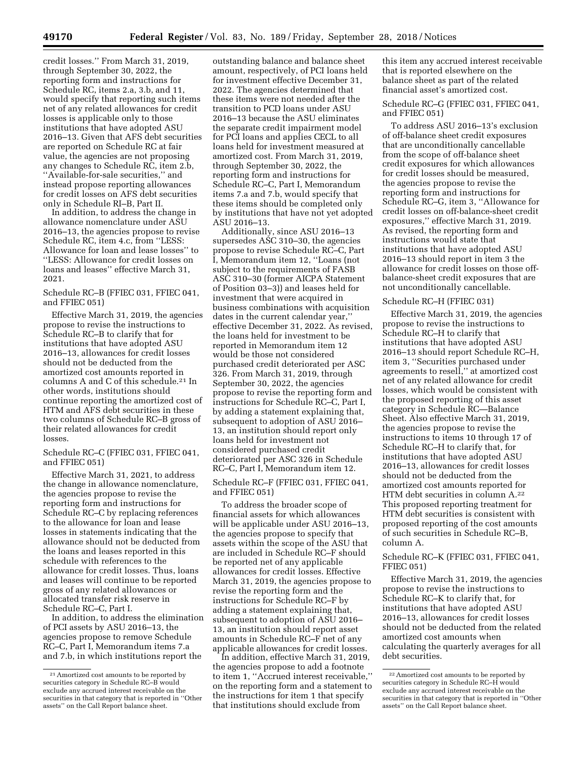credit losses.'' From March 31, 2019, through September 30, 2022, the reporting form and instructions for Schedule RC, items 2.a, 3.b, and 11, would specify that reporting such items net of any related allowances for credit losses is applicable only to those institutions that have adopted ASU 2016–13. Given that AFS debt securities are reported on Schedule RC at fair value, the agencies are not proposing any changes to Schedule RC, item 2.b, ''Available-for-sale securities,'' and instead propose reporting allowances for credit losses on AFS debt securities only in Schedule RI–B, Part II.

In addition, to address the change in allowance nomenclature under ASU 2016–13, the agencies propose to revise Schedule RC, item 4.c, from ''LESS: Allowance for loan and lease losses'' to ''LESS: Allowance for credit losses on loans and leases'' effective March 31, 2021.

Schedule RC–B (FFIEC 031, FFIEC 041, and FFIEC 051)

Effective March 31, 2019, the agencies propose to revise the instructions to Schedule RC–B to clarify that for institutions that have adopted ASU 2016–13, allowances for credit losses should not be deducted from the amortized cost amounts reported in columns A and C of this schedule.[21] In other words, institutions should continue reporting the amortized cost of HTM and AFS debt securities in these two columns of Schedule RC–B gross of their related allowances for credit losses.

Schedule RC–C (FFIEC 031, FFIEC 041, and FFIEC 051)

Effective March 31, 2021, to address the change in allowance nomenclature, the agencies propose to revise the reporting form and instructions for Schedule RC–C by replacing references to the allowance for loan and lease losses in statements indicating that the allowance should not be deducted from the loans and leases reported in this schedule with references to the allowance for credit losses. Thus, loans and leases will continue to be reported gross of any related allowances or allocated transfer risk reserve in Schedule RC–C, Part I.

In addition, to address the elimination of PCI assets by ASU 2016–13, the agencies propose to remove Schedule RC–C, Part I, Memorandum items 7.a and 7.b, in which institutions report the outstanding balance and balance sheet amount, respectively, of PCI loans held for investment effective December 31, 2022. The agencies determined that these items were not needed after the transition to PCD loans under ASU 2016–13 because the ASU eliminates the separate credit impairment model for PCI loans and applies CECL to all loans held for investment measured at amortized cost. From March 31, 2019, through September 30, 2022, the reporting form and instructions for Schedule RC–C, Part I, Memorandum items 7.a and 7.b, would specify that these items should be completed only by institutions that have not yet adopted ASU 2016–13.

Additionally, since ASU 2016–13 supersedes ASC 310–30, the agencies propose to revise Schedule RC–C, Part I, Memorandum item 12, ''Loans (not subject to the requirements of FASB ASC 310–30 (former AICPA Statement of Position 03–3)) and leases held for investment that were acquired in business combinations with acquisition dates in the current calendar year,'' effective December 31, 2022. As revised, the loans held for investment to be reported in Memorandum item 12 would be those not considered purchased credit deteriorated per ASC 326. From March 31, 2019, through September 30, 2022, the agencies propose to revise the reporting form and instructions for Schedule RC–C, Part I, by adding a statement explaining that, subsequent to adoption of ASU 2016–13, an institution should report only loans held for investment not considered purchased credit deteriorated per ASC 326 in Schedule RC–C, Part I, Memorandum item 12.

Schedule RC–F (FFIEC 031, FFIEC 041, and FFIEC 051)

To address the broader scope of financial assets for which allowances will be applicable under ASU 2016–13, the agencies propose to specify that assets within the scope of the ASU that are included in Schedule RC–F should be reported net of any applicable allowances for credit losses. Effective March 31, 2019, the agencies propose to revise the reporting form and the instructions for Schedule RC–F by adding a statement explaining that, subsequent to adoption of ASU 2016–13, an institution should report asset amounts in Schedule RC–F net of any applicable allowances for credit losses.

In addition, effective March 31, 2019, the agencies propose to add a footnote to item 1, ''Accrued interest receivable,'' on the reporting form and a statement to the instructions for item 1 that specify that institutions should exclude from this item any accrued interest receivable that is reported elsewhere on the balance sheet as part of the related financial asset's amortized cost.

Schedule RC–G (FFIEC 031, FFIEC 041, and FFIEC 051)

To address ASU 2016–13's exclusion of off-balance sheet credit exposures that are unconditionally cancellable from the scope of off-balance sheet credit exposures for which allowances for credit losses should be measured, the agencies propose to revise the reporting form and instructions for Schedule RC–G, item 3, ''Allowance for credit losses on off-balance-sheet credit exposures,'' effective March 31, 2019. As revised, the reporting form and instructions would state that institutions that have adopted ASU 2016–13 should report in item 3 the allowance for credit losses on those off-balance-sheet credit exposures that are not unconditionally cancellable.

Schedule RC–H (FFIEC 031)

Effective March 31, 2019, the agencies propose to revise the instructions to Schedule RC–H to clarify that institutions that have adopted ASU 2016–13 should report Schedule RC–H, item 3, ''Securities purchased under agreements to resell,'' at amortized cost net of any related allowance for credit losses, which would be consistent with the proposed reporting of this asset category in Schedule RC—Balance Sheet. Also effective March 31, 2019, the agencies propose to revise the instructions to items 10 through 17 of Schedule RC–H to clarify that, for institutions that have adopted ASU 2016–13, allowances for credit losses should not be deducted from the amortized cost amounts reported for HTM debt securities in column A.[22] This proposed reporting treatment for HTM debt securities is consistent with proposed reporting of the cost amounts of such securities in Schedule RC–B, column A.

Schedule RC–K (FFIEC 031, FFIEC 041, FFIEC 051)

Effective March 31, 2019, the agencies propose to revise the instructions to Schedule RC–K to clarify that, for institutions that have adopted ASU 2016–13, allowances for credit losses should not be deducted from the related amortized cost amounts when calculating the quarterly averages for all debt securities.

[21] Amortized cost amounts to be reported by securities category in Schedule RC–B would exclude any accrued interest receivable on the securities in that category that is reported in ''Other assets'' on the Call Report balance sheet.

[22] Amortized cost amounts to be reported by securities category in Schedule RC–H would exclude any accrued interest receivable on the securities in that category that is reported in ''Other assets'' on the Call Report balance sheet.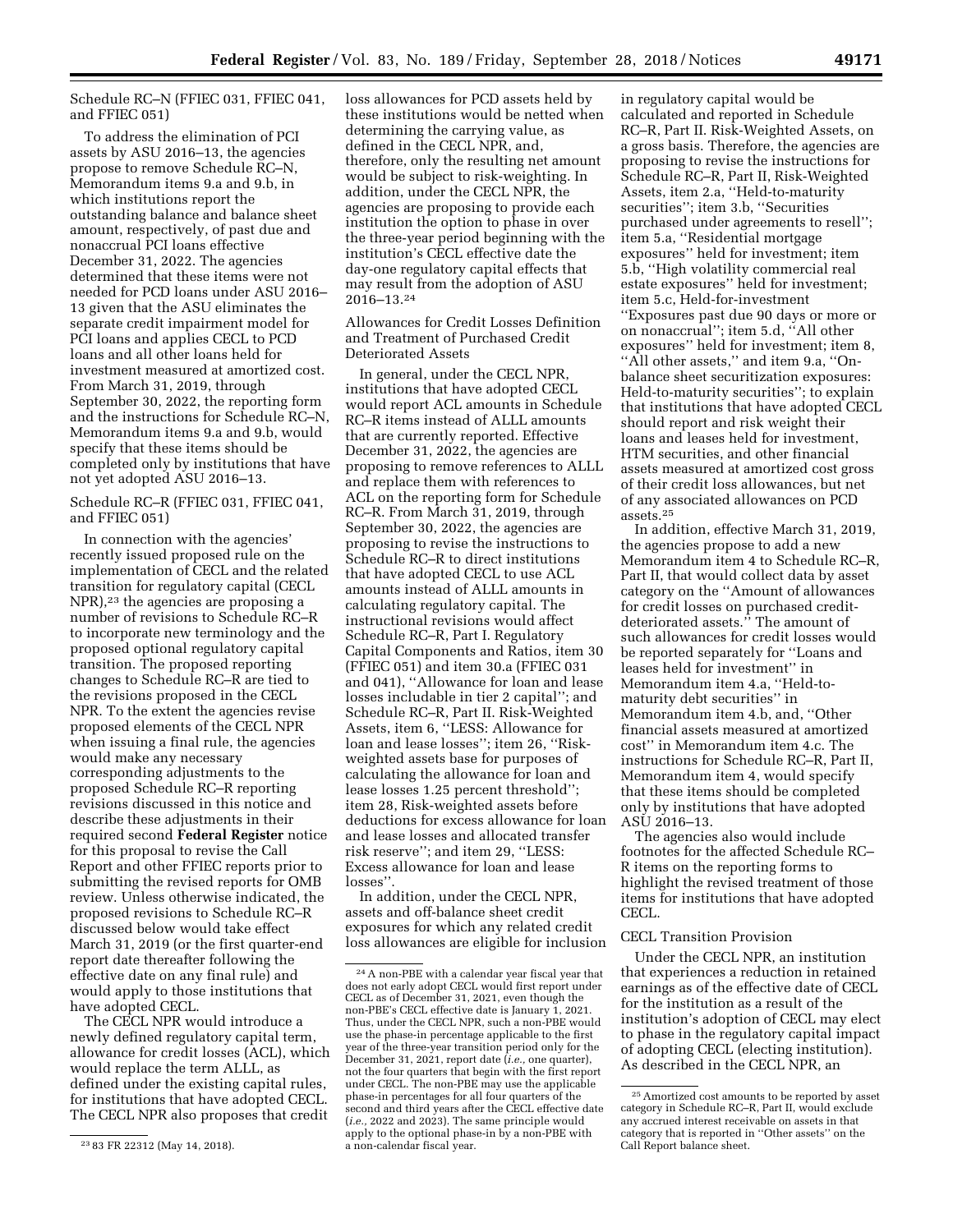Schedule RC–N (FFIEC 031, FFIEC 041, and FFIEC 051)

To address the elimination of PCI assets by ASU 2016–13, the agencies propose to remove Schedule RC–N, Memorandum items 9.a and 9.b, in which institutions report the outstanding balance and balance sheet amount, respectively, of past due and nonaccrual PCI loans effective December 31, 2022. The agencies determined that these items were not needed for PCD loans under ASU 2016–13 given that the ASU eliminates the separate credit impairment model for PCI loans and applies CECL to PCD loans and all other loans held for investment measured at amortized cost. From March 31, 2019, through September 30, 2022, the reporting form and the instructions for Schedule RC–N, Memorandum items 9.a and 9.b, would specify that these items should be completed only by institutions that have not yet adopted ASU 2016–13.

Schedule RC–R (FFIEC 031, FFIEC 041, and FFIEC 051)

In connection with the agencies' recently issued proposed rule on the implementation of CECL and the related transition for regulatory capital (CECL NPR),[23] the agencies are proposing a number of revisions to Schedule RC–R to incorporate new terminology and the proposed optional regulatory capital transition. The proposed reporting changes to Schedule RC–R are tied to the revisions proposed in the CECL NPR. To the extent the agencies revise proposed elements of the CECL NPR when issuing a final rule, the agencies would make any necessary corresponding adjustments to the proposed Schedule RC–R reporting revisions discussed in this notice and describe these adjustments in their required second **Federal Register** notice for this proposal to revise the Call Report and other FFIEC reports prior to submitting the revised reports for OMB review. Unless otherwise indicated, the proposed revisions to Schedule RC–R discussed below would take effect March 31, 2019 (or the first quarter-end report date thereafter following the effective date on any final rule) and would apply to those institutions that have adopted CECL.

The CECL NPR would introduce a newly defined regulatory capital term, allowance for credit losses (ACL), which would replace the term ALLL, as defined under the existing capital rules, for institutions that have adopted CECL. The CECL NPR also proposes that credit loss allowances for PCD assets held by these institutions would be netted when determining the carrying value, as defined in the CECL NPR, and, therefore, only the resulting net amount would be subject to risk-weighting. In addition, under the CECL NPR, the agencies are proposing to provide each institution the option to phase in over the three-year period beginning with the institution's CECL effective date the day-one regulatory capital effects that may result from the adoption of ASU 2016–13.[24]

Allowances for Credit Losses Definition and Treatment of Purchased Credit Deteriorated Assets

In general, under the CECL NPR, institutions that have adopted CECL would report ACL amounts in Schedule RC–R items instead of ALLL amounts that are currently reported. Effective December 31, 2022, the agencies are proposing to remove references to ALLL and replace them with references to ACL on the reporting form for Schedule RC–R. From March 31, 2019, through September 30, 2022, the agencies are proposing to revise the instructions to Schedule RC–R to direct institutions that have adopted CECL to use ACL amounts instead of ALLL amounts in calculating regulatory capital. The instructional revisions would affect Schedule RC–R, Part I. Regulatory Capital Components and Ratios, item 30 (FFIEC 051) and item 30.a (FFIEC 031 and 041), "Allowance for loan and lease losses includable in tier 2 capital"; and Schedule RC–R, Part II. Risk-Weighted Assets, item 6, "LESS: Allowance for loan and lease losses"; item 26, "Risk-weighted assets base for purposes of calculating the allowance for loan and lease losses 1.25 percent threshold"; item 28, Risk-weighted assets before deductions for excess allowance for loan and lease losses and allocated transfer risk reserve"; and item 29, "LESS: Excess allowance for loan and lease losses".

In addition, under the CECL NPR, assets and off-balance sheet credit exposures for which any related credit loss allowances are eligible for inclusion in regulatory capital would be calculated and reported in Schedule RC–R, Part II. Risk-Weighted Assets, on a gross basis. Therefore, the agencies are proposing to revise the instructions for Schedule RC–R, Part II, Risk-Weighted Assets, item 2.a, "Held-to-maturity securities"; item 3.b, "Securities purchased under agreements to resell"; item 5.a, "Residential mortgage exposures" held for investment; item 5.b, "High volatility commercial real estate exposures" held for investment; item 5.c, Held-for-investment "Exposures past due 90 days or more or on nonaccrual"; item 5.d, "All other exposures" held for investment; item 8, "All other assets," and item 9.a, "On-balance sheet securitization exposures: Held-to-maturity securities"; to explain that institutions that have adopted CECL should report and risk weight their loans and leases held for investment, HTM securities, and other financial assets measured at amortized cost gross of their credit loss allowances, but net of any associated allowances on PCD assets.[25]

In addition, effective March 31, 2019, the agencies propose to add a new Memorandum item 4 to Schedule RC–R, Part II, that would collect data by asset category on the "Amount of allowances for credit losses on purchased credit-deteriorated assets." The amount of such allowances for credit losses would be reported separately for "Loans and leases held for investment" in Memorandum item 4.a, "Held-to-maturity debt securities" in Memorandum item 4.b, and, "Other financial assets measured at amortized cost" in Memorandum item 4.c. The instructions for Schedule RC–R, Part II, Memorandum item 4, would specify that these items should be completed only by institutions that have adopted ASU 2016–13.

The agencies also would include footnotes for the affected Schedule RC–R items on the reporting forms to highlight the revised treatment of those items for institutions that have adopted CECL.

CECL Transition Provision

Under the CECL NPR, an institution that experiences a reduction in retained earnings as of the effective date of CECL for the institution as a result of the institution's adoption of CECL may elect to phase in the regulatory capital impact of adopting CECL (electing institution). As described in the CECL NPR, an

---

[23] 83 FR 22312 (May 14, 2018).

[24] A non-PBE with a calendar year fiscal year that does not early adopt CECL would first report under CECL as of December 31, 2021, even though the non-PBE's CECL effective date is January 1, 2021. Thus, under the CECL NPR, such a non-PBE would use the phase-in percentage applicable to the first year of the three-year transition period only for the December 31, 2021, report date (*i.e.,* one quarter), not the four quarters that begin with the first report under CECL. The non-PBE may use the applicable phase-in percentages for all four quarters of the second and third years after the CECL effective date (*i.e.,* 2022 and 2023). The same principle would apply to the optional phase-in by a non-PBE with a non-calendar fiscal year.

[25] Amortized cost amounts to be reported by asset category in Schedule RC–R, Part II, would exclude any accrued interest receivable on assets in that category that is reported in "Other assets" on the Call Report balance sheet.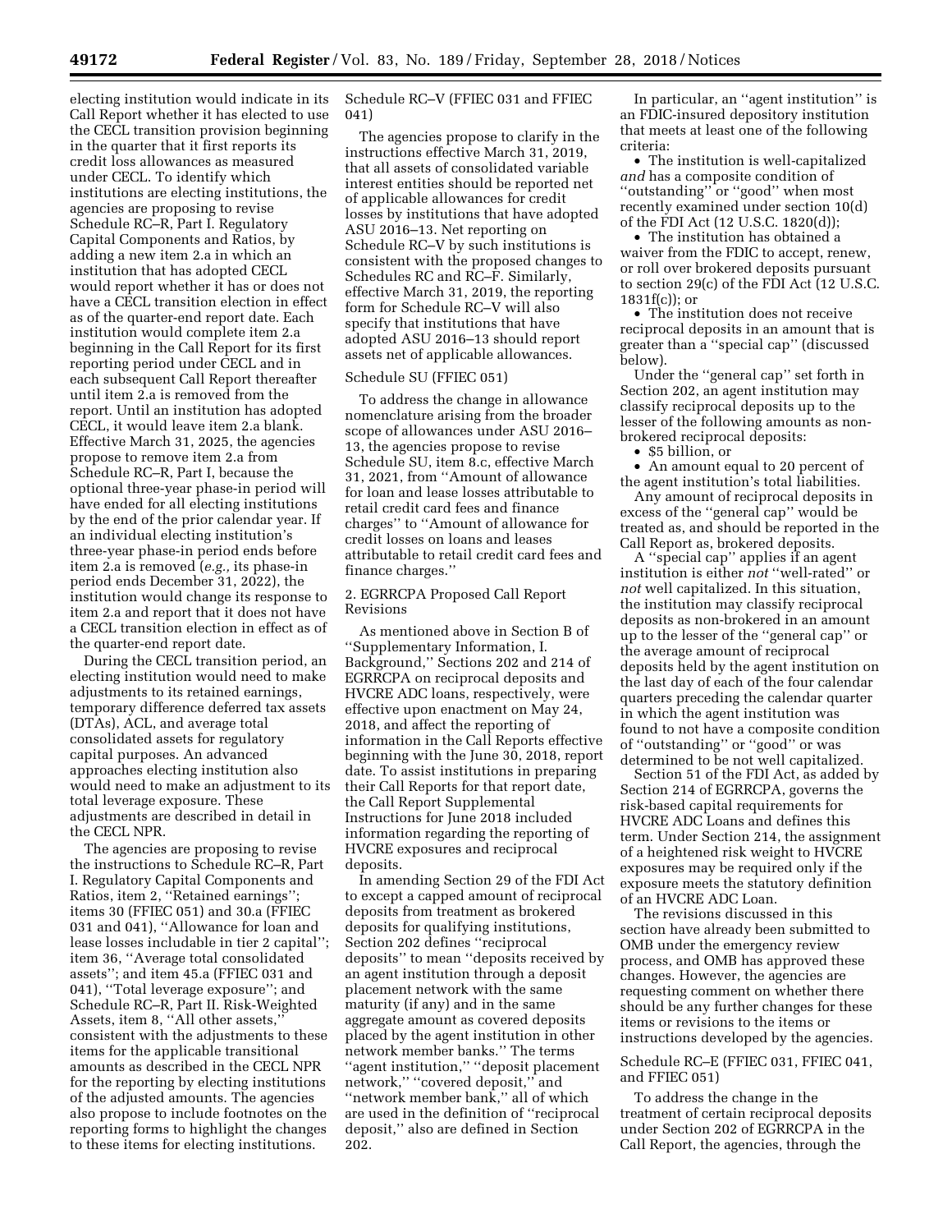electing institution would indicate in its Call Report whether it has elected to use the CECL transition provision beginning in the quarter that it first reports its credit loss allowances as measured under CECL. To identify which institutions are electing institutions, the agencies are proposing to revise Schedule RC–R, Part I. Regulatory Capital Components and Ratios, by adding a new item 2.a in which an institution that has adopted CECL would report whether it has or does not have a CECL transition election in effect as of the quarter-end report date. Each institution would complete item 2.a beginning in the Call Report for its first reporting period under CECL and in each subsequent Call Report thereafter until item 2.a is removed from the report. Until an institution has adopted CECL, it would leave item 2.a blank. Effective March 31, 2025, the agencies propose to remove item 2.a from Schedule RC–R, Part I, because the optional three-year phase-in period will have ended for all electing institutions by the end of the prior calendar year. If an individual electing institution's three-year phase-in period ends before item 2.a is removed (*e.g.,* its phase-in period ends December 31, 2022), the institution would change its response to item 2.a and report that it does not have a CECL transition election in effect as of the quarter-end report date.

During the CECL transition period, an electing institution would need to make adjustments to its retained earnings, temporary difference deferred tax assets (DTAs), ACL, and average total consolidated assets for regulatory capital purposes. An advanced approaches electing institution also would need to make an adjustment to its total leverage exposure. These adjustments are described in detail in the CECL NPR.

The agencies are proposing to revise the instructions to Schedule RC–R, Part I. Regulatory Capital Components and Ratios, item 2, ''Retained earnings''; items 30 (FFIEC 051) and 30.a (FFIEC 031 and 041), ''Allowance for loan and lease losses includable in tier 2 capital''; item 36, ''Average total consolidated assets''; and item 45.a (FFIEC 031 and 041), ''Total leverage exposure''; and Schedule RC–R, Part II. Risk-Weighted Assets, item 8, ''All other assets,'' consistent with the adjustments to these items for the applicable transitional amounts as described in the CECL NPR for the reporting by electing institutions of the adjusted amounts. The agencies also propose to include footnotes on the reporting forms to highlight the changes to these items for electing institutions.

Schedule RC–V (FFIEC 031 and FFIEC 041)

The agencies propose to clarify in the instructions effective March 31, 2019, that all assets of consolidated variable interest entities should be reported net of applicable allowances for credit losses by institutions that have adopted ASU 2016–13. Net reporting on Schedule RC–V by such institutions is consistent with the proposed changes to Schedules RC and RC–F. Similarly, effective March 31, 2019, the reporting form for Schedule RC–V will also specify that institutions that have adopted ASU 2016–13 should report assets net of applicable allowances.

Schedule SU (FFIEC 051)

To address the change in allowance nomenclature arising from the broader scope of allowances under ASU 2016–13, the agencies propose to revise Schedule SU, item 8.c, effective March 31, 2021, from ''Amount of allowance for loan and lease losses attributable to retail credit card fees and finance charges'' to ''Amount of allowance for credit losses on loans and leases attributable to retail credit card fees and finance charges.''

2. EGRRCPA Proposed Call Report Revisions

As mentioned above in Section B of ''Supplementary Information, I. Background,'' Sections 202 and 214 of EGRRCPA on reciprocal deposits and HVCRE ADC loans, respectively, were effective upon enactment on May 24, 2018, and affect the reporting of information in the Call Reports effective beginning with the June 30, 2018, report date. To assist institutions in preparing their Call Reports for that report date, the Call Report Supplemental Instructions for June 2018 included information regarding the reporting of HVCRE exposures and reciprocal deposits.

In amending Section 29 of the FDI Act to except a capped amount of reciprocal deposits from treatment as brokered deposits for qualifying institutions, Section 202 defines ''reciprocal deposits'' to mean ''deposits received by an agent institution through a deposit placement network with the same maturity (if any) and in the same aggregate amount as covered deposits placed by the agent institution in other network member banks.'' The terms ''agent institution,'' ''deposit placement network,'' ''covered deposit,'' and ''network member bank,'' all of which are used in the definition of ''reciprocal deposit,'' also are defined in Section 202.

In particular, an ''agent institution'' is an FDIC-insured depository institution that meets at least one of the following criteria:

- The institution is well-capitalized *and* has a composite condition of ''outstanding'' or ''good'' when most recently examined under section 10(d) of the FDI Act (12 U.S.C. 1820(d));
- The institution has obtained a waiver from the FDIC to accept, renew, or roll over brokered deposits pursuant to section 29(c) of the FDI Act (12 U.S.C. 1831f(c)); or
- The institution does not receive reciprocal deposits in an amount that is greater than a ''special cap'' (discussed below).

Under the ''general cap'' set forth in Section 202, an agent institution may classify reciprocal deposits up to the lesser of the following amounts as non-brokered reciprocal deposits:

- $5 billion, or
- An amount equal to 20 percent of the agent institution's total liabilities.

Any amount of reciprocal deposits in excess of the ''general cap'' would be treated as, and should be reported in the Call Report as, brokered deposits.

A ''special cap'' applies if an agent institution is either *not* ''well-rated'' or *not* well capitalized. In this situation, the institution may classify reciprocal deposits as non-brokered in an amount up to the lesser of the ''general cap'' or the average amount of reciprocal deposits held by the agent institution on the last day of each of the four calendar quarters preceding the calendar quarter in which the agent institution was found to not have a composite condition of ''outstanding'' or ''good'' or was determined to be not well capitalized.

Section 51 of the FDI Act, as added by Section 214 of EGRRCPA, governs the risk-based capital requirements for HVCRE ADC Loans and defines this term. Under Section 214, the assignment of a heightened risk weight to HVCRE exposures may be required only if the exposure meets the statutory definition of an HVCRE ADC Loan.

The revisions discussed in this section have already been submitted to OMB under the emergency review process, and OMB has approved these changes. However, the agencies are requesting comment on whether there should be any further changes for these items or revisions to the items or instructions developed by the agencies.

Schedule RC–E (FFIEC 031, FFIEC 041, and FFIEC 051)

To address the change in the treatment of certain reciprocal deposits under Section 202 of EGRRCPA in the Call Report, the agencies, through the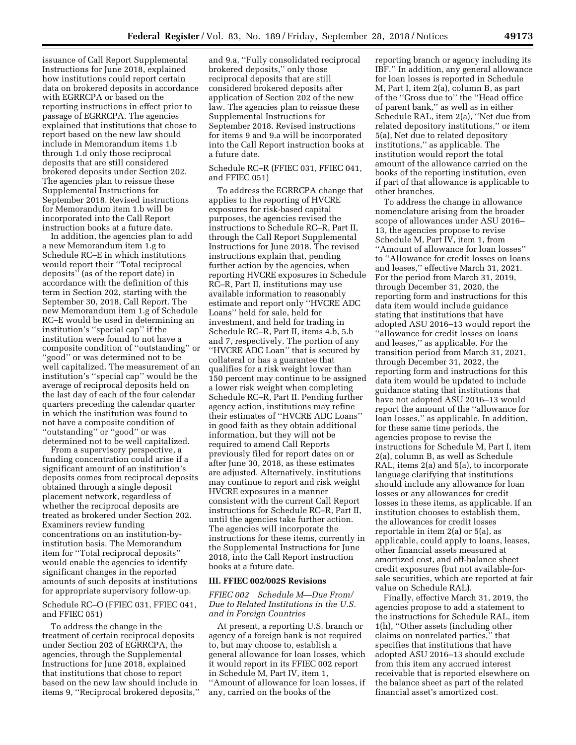issuance of Call Report Supplemental Instructions for June 2018, explained how institutions could report certain data on brokered deposits in accordance with EGRRCPA or based on the reporting instructions in effect prior to passage of EGRRCPA. The agencies explained that institutions that chose to report based on the new law should include in Memorandum items 1.b through 1.d only those reciprocal deposits that are still considered brokered deposits under Section 202. The agencies plan to reissue these Supplemental Instructions for September 2018. Revised instructions for Memorandum item 1.b will be incorporated into the Call Report instruction books at a future date.

In addition, the agencies plan to add a new Memorandum item 1.g to Schedule RC–E in which institutions would report their ''Total reciprocal deposits'' (as of the report date) in accordance with the definition of this term in Section 202, starting with the September 30, 2018, Call Report. The new Memorandum item 1.g of Schedule RC–E would be used in determining an institution's ''special cap'' if the institution were found to not have a composite condition of ''outstanding'' or ''good'' or was determined not to be well capitalized. The measurement of an institution's ''special cap'' would be the average of reciprocal deposits held on the last day of each of the four calendar quarters preceding the calendar quarter in which the institution was found to not have a composite condition of ''outstanding'' or ''good'' or was determined not to be well capitalized.

From a supervisory perspective, a funding concentration could arise if a significant amount of an institution's deposits comes from reciprocal deposits obtained through a single deposit placement network, regardless of whether the reciprocal deposits are treated as brokered under Section 202. Examiners review funding concentrations on an institution-by-institution basis. The Memorandum item for ''Total reciprocal deposits'' would enable the agencies to identify significant changes in the reported amounts of such deposits at institutions for appropriate supervisory follow-up.

Schedule RC–O (FFIEC 031, FFIEC 041, and FFIEC 051)

To address the change in the treatment of certain reciprocal deposits under Section 202 of EGRRCPA, the agencies, through the Supplemental Instructions for June 2018, explained that institutions that chose to report based on the new law should include in items 9, ''Reciprocal brokered deposits,'' and 9.a, ''Fully consolidated reciprocal brokered deposits,'' only those reciprocal deposits that are still considered brokered deposits after application of Section 202 of the new law. The agencies plan to reissue these Supplemental Instructions for September 2018. Revised instructions for items 9 and 9.a will be incorporated into the Call Report instruction books at a future date.

Schedule RC–R (FFIEC 031, FFIEC 041, and FFIEC 051)

To address the EGRRCPA change that applies to the reporting of HVCRE exposures for risk-based capital purposes, the agencies revised the instructions to Schedule RC–R, Part II, through the Call Report Supplemental Instructions for June 2018. The revised instructions explain that, pending further action by the agencies, when reporting HVCRE exposures in Schedule RC–R, Part II, institutions may use available information to reasonably estimate and report only ''HVCRE ADC Loans'' held for sale, held for investment, and held for trading in Schedule RC–R, Part II, items 4.b, 5.b and 7, respectively. The portion of any ''HVCRE ADC Loan'' that is secured by collateral or has a guarantee that qualifies for a risk weight lower than 150 percent may continue to be assigned a lower risk weight when completing Schedule RC–R, Part II. Pending further agency action, institutions may refine their estimates of ''HVCRE ADC Loans'' in good faith as they obtain additional information, but they will not be required to amend Call Reports previously filed for report dates on or after June 30, 2018, as these estimates are adjusted. Alternatively, institutions may continue to report and risk weight HVCRE exposures in a manner consistent with the current Call Report instructions for Schedule RC–R, Part II, until the agencies take further action. The agencies will incorporate the instructions for these items, currently in the Supplemental Instructions for June 2018, into the Call Report instruction books at a future date.

## III. FFIEC 002/002S Revisions

*FFIEC 002 Schedule M—Due From/Due to Related Institutions in the U.S. and in Foreign Countries*

At present, a reporting U.S. branch or agency of a foreign bank is not required to, but may choose to, establish a general allowance for loan losses, which it would report in its FFIEC 002 report in Schedule M, Part IV, item 1, ''Amount of allowance for loan losses, if any, carried on the books of the reporting branch or agency including its IBF.'' In addition, any general allowance for loan losses is reported in Schedule M, Part I, item 2(a), column B, as part of the ''Gross due to'' the ''Head office of parent bank,'' as well as in either Schedule RAL, item 2(a), ''Net due from related depository institutions,'' or item 5(a), Net due to related depository institutions,'' as applicable. The institution would report the total amount of the allowance carried on the books of the reporting institution, even if part of that allowance is applicable to other branches.

To address the change in allowance nomenclature arising from the broader scope of allowances under ASU 2016–13, the agencies propose to revise Schedule M, Part IV, item 1, from ''Amount of allowance for loan losses'' to ''Allowance for credit losses on loans and leases,'' effective March 31, 2021. For the period from March 31, 2019, through December 31, 2020, the reporting form and instructions for this data item would include guidance stating that institutions that have adopted ASU 2016–13 would report the ''allowance for credit losses on loans and leases,'' as applicable. For the transition period from March 31, 2021, through December 31, 2022, the reporting form and instructions for this data item would be updated to include guidance stating that institutions that have not adopted ASU 2016–13 would report the amount of the ''allowance for loan losses,'' as applicable. In addition, for these same time periods, the agencies propose to revise the instructions for Schedule M, Part I, item 2(a), column B, as well as Schedule RAL, items 2(a) and 5(a), to incorporate language clarifying that institutions should include any allowance for loan losses or any allowances for credit losses in these items, as applicable. If an institution chooses to establish them, the allowances for credit losses reportable in item 2(a) or 5(a), as applicable, could apply to loans, leases, other financial assets measured at amortized cost, and off-balance sheet credit exposures (but not available-for-sale securities, which are reported at fair value on Schedule RAL).

Finally, effective March 31, 2019, the agencies propose to add a statement to the instructions for Schedule RAL, item 1(h), ''Other assets (including other claims on nonrelated parties,'' that specifies that institutions that have adopted ASU 2016–13 should exclude from this item any accrued interest receivable that is reported elsewhere on the balance sheet as part of the related financial asset's amortized cost.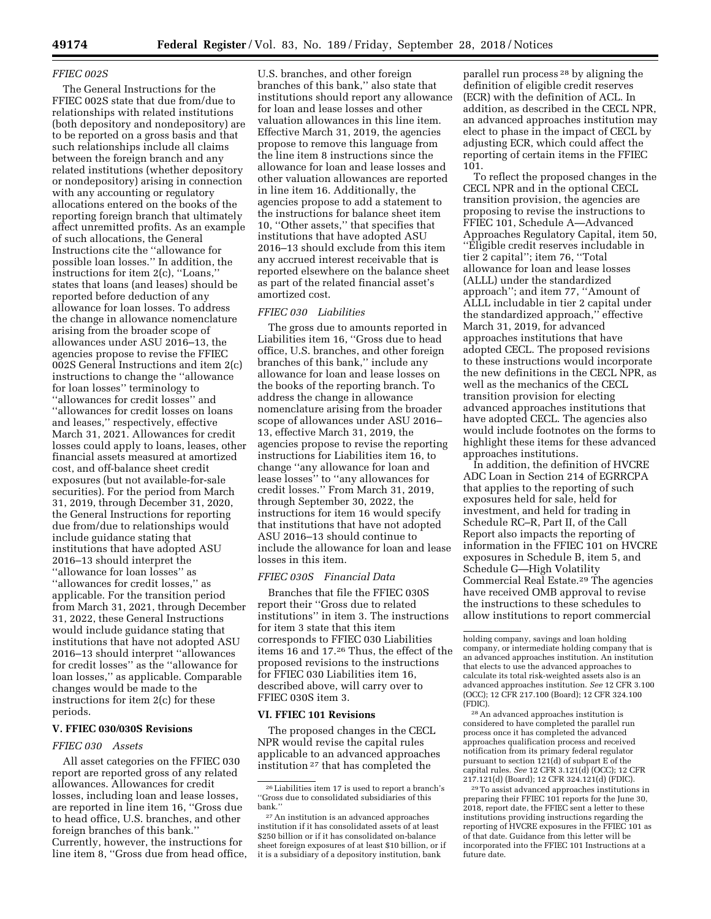### FFIEC 002S

The General Instructions for the FFIEC 002S state that due from/due to relationships with related institutions (both depository and nondepository) are to be reported on a gross basis and that such relationships include all claims between the foreign branch and any related institutions (whether depository or nondepository) arising in connection with any accounting or regulatory allocations entered on the books of the reporting foreign branch that ultimately affect unremitted profits. As an example of such allocations, the General Instructions cite the ''allowance for possible loan losses.'' In addition, the instructions for item 2(c), ''Loans,'' states that loans (and leases) should be reported before deduction of any allowance for loan losses. To address the change in allowance nomenclature arising from the broader scope of allowances under ASU 2016–13, the agencies propose to revise the FFIEC 002S General Instructions and item 2(c) instructions to change the ''allowance for loan losses'' terminology to ''allowances for credit losses'' and ''allowances for credit losses on loans and leases,'' respectively, effective March 31, 2021. Allowances for credit losses could apply to loans, leases, other financial assets measured at amortized cost, and off-balance sheet credit exposures (but not available-for-sale securities). For the period from March 31, 2019, through December 31, 2020, the General Instructions for reporting due from/due to relationships would include guidance stating that institutions that have adopted ASU 2016–13 should interpret the ''allowance for loan losses'' as ''allowances for credit losses,'' as applicable. For the transition period from March 31, 2021, through December 31, 2022, these General Instructions would include guidance stating that institutions that have not adopted ASU 2016–13 should interpret ''allowances for credit losses'' as the ''allowance for loan losses,'' as applicable. Comparable changes would be made to the instructions for item 2(c) for these periods.

## V. FFIEC 030/030S Revisions

### FFIEC 030 Assets

All asset categories on the FFIEC 030 report are reported gross of any related allowances. Allowances for credit losses, including loan and lease losses, are reported in line item 16, ''Gross due to head office, U.S. branches, and other foreign branches of this bank.'' Currently, however, the instructions for line item 8, ''Gross due from head office, U.S. branches, and other foreign branches of this bank,'' also state that institutions should report any allowance for loan and lease losses and other valuation allowances in this line item. Effective March 31, 2019, the agencies propose to remove this language from the line item 8 instructions since the allowance for loan and lease losses and other valuation allowances are reported in line item 16. Additionally, the agencies propose to add a statement to the instructions for balance sheet item 10, ''Other assets,'' that specifies that institutions that have adopted ASU 2016–13 should exclude from this item any accrued interest receivable that is reported elsewhere on the balance sheet as part of the related financial asset's amortized cost.

### FFIEC 030 Liabilities

The gross due to amounts reported in Liabilities item 16, ''Gross due to head office, U.S. branches, and other foreign branches of this bank,'' include any allowance for loan and lease losses on the books of the reporting branch. To address the change in allowance nomenclature arising from the broader scope of allowances under ASU 2016–13, effective March 31, 2019, the agencies propose to revise the reporting instructions for Liabilities item 16, to change ''any allowance for loan and lease losses'' to ''any allowances for credit losses.'' From March 31, 2019, through September 30, 2022, the instructions for item 16 would specify that institutions that have not adopted ASU 2016–13 should continue to include the allowance for loan and lease losses in this item.

### FFIEC 030S Financial Data

Branches that file the FFIEC 030S report their ''Gross due to related institutions'' in item 3. The instructions for item 3 state that this item corresponds to FFIEC 030 Liabilities items 16 and 17.[26] Thus, the effect of the proposed revisions to the instructions for FFIEC 030 Liabilities item 16, described above, will carry over to FFIEC 030S item 3.

## VI. FFIEC 101 Revisions

The proposed changes in the CECL NPR would revise the capital rules applicable to an advanced approaches institution[27] that has completed the parallel run process[28] by aligning the definition of eligible credit reserves (ECR) with the definition of ACL. In addition, as described in the CECL NPR, an advanced approaches institution may elect to phase in the impact of CECL by adjusting ECR, which could affect the reporting of certain items in the FFIEC 101.

To reflect the proposed changes in the CECL NPR and in the optional CECL transition provision, the agencies are proposing to revise the instructions to FFIEC 101, Schedule A—Advanced Approaches Regulatory Capital, item 50, ''Eligible credit reserves includable in tier 2 capital''; item 76, ''Total allowance for loan and lease losses (ALLL) under the standardized approach''; and item 77, ''Amount of ALLL includable in tier 2 capital under the standardized approach,'' effective March 31, 2019, for advanced approaches institutions that have adopted CECL. The proposed revisions to these instructions would incorporate the new definitions in the CECL NPR, as well as the mechanics of the CECL transition provision for electing advanced approaches institutions that have adopted CECL. The agencies also would include footnotes on the forms to highlight these items for these advanced approaches institutions.

In addition, the definition of HVCRE ADC Loan in Section 214 of EGRRCPA that applies to the reporting of such exposures held for sale, held for investment, and held for trading in Schedule RC–R, Part II, of the Call Report also impacts the reporting of information in the FFIEC 101 on HVCRE exposures in Schedule B, item 5, and Schedule G—High Volatility Commercial Real Estate.[29] The agencies have received OMB approval to revise the instructions to these schedules to allow institutions to report commercial

---

[26] Liabilities item 17 is used to report a branch's ''Gross due to consolidated subsidiaries of this bank.''

[27] An institution is an advanced approaches institution if it has consolidated assets of at least $250 billion or if it has consolidated on-balance sheet foreign exposures of at least $10 billion, or if it is a subsidiary of a depository institution, bank holding company, savings and loan holding company, or intermediate holding company that is an advanced approaches institution. An institution that elects to use the advanced approaches to calculate its total risk-weighted assets also is an advanced approaches institution. *See* 12 CFR 3.100 (OCC); 12 CFR 217.100 (Board); 12 CFR 324.100 (FDIC).

[28] An advanced approaches institution is considered to have completed the parallel run process once it has completed the advanced approaches qualification process and received notification from its primary federal regulator pursuant to section 121(d) of subpart E of the capital rules. *See* 12 CFR 3.121(d) (OCC); 12 CFR 217.121(d) (Board); 12 CFR 324.121(d) (FDIC).

[29] To assist advanced approaches institutions in preparing their FFIEC 101 reports for the June 30, 2018, report date, the FFIEC sent a letter to these institutions providing instructions regarding the reporting of HVCRE exposures in the FFIEC 101 as of that date. Guidance from this letter will be incorporated into the FFIEC 101 Instructions at a future date.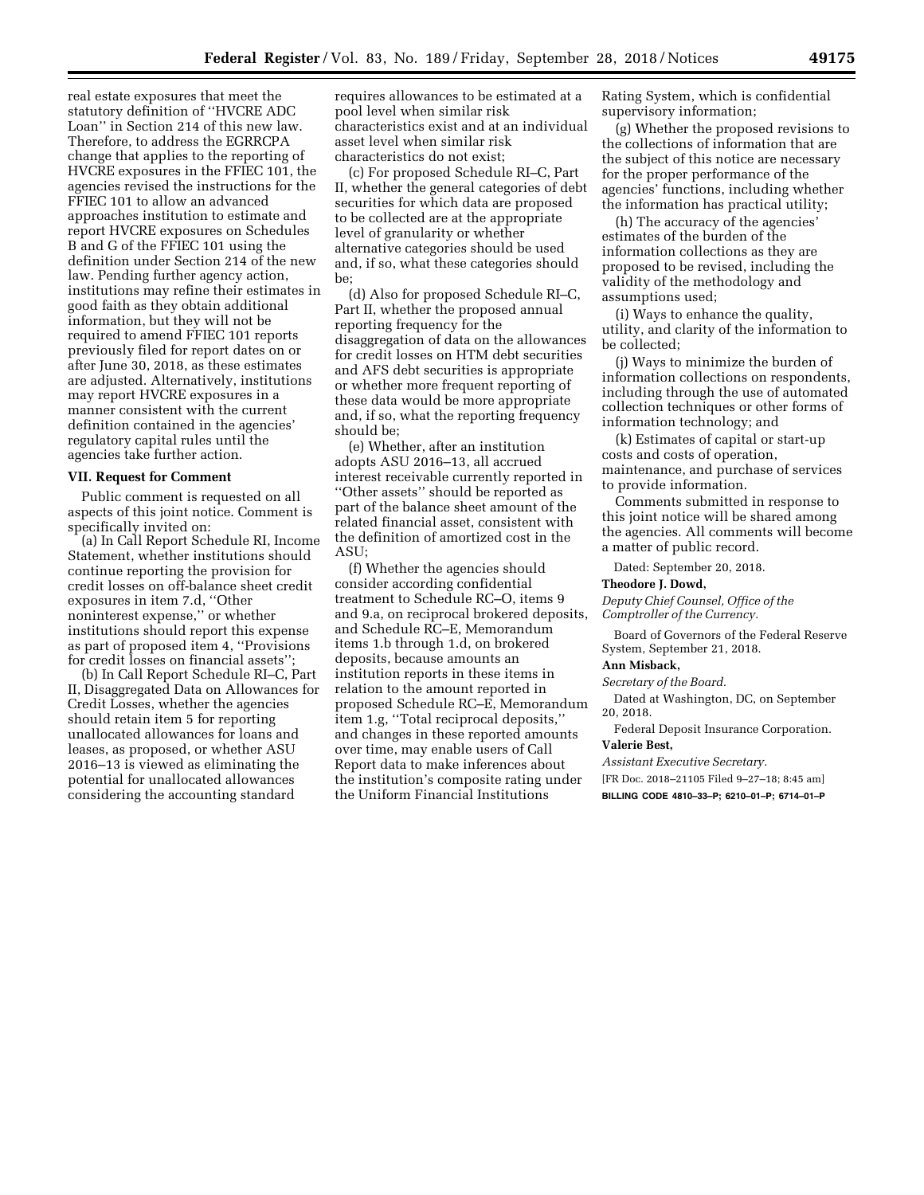real estate exposures that meet the statutory definition of ''HVCRE ADC Loan'' in Section 214 of this new law. Therefore, to address the EGRRCPA change that applies to the reporting of HVCRE exposures in the FFIEC 101, the agencies revised the instructions for the FFIEC 101 to allow an advanced approaches institution to estimate and report HVCRE exposures on Schedules B and G of the FFIEC 101 using the definition under Section 214 of the new law. Pending further agency action, institutions may refine their estimates in good faith as they obtain additional information, but they will not be required to amend FFIEC 101 reports previously filed for report dates on or after June 30, 2018, as these estimates are adjusted. Alternatively, institutions may report HVCRE exposures in a manner consistent with the current definition contained in the agencies' regulatory capital rules until the agencies take further action.

## VII. Request for Comment

Public comment is requested on all aspects of this joint notice. Comment is specifically invited on:

(a) In Call Report Schedule RI, Income Statement, whether institutions should continue reporting the provision for credit losses on off-balance sheet credit exposures in item 7.d, ''Other noninterest expense,'' or whether institutions should report this expense as part of proposed item 4, ''Provisions for credit losses on financial assets'';

(b) In Call Report Schedule RI–C, Part II, Disaggregated Data on Allowances for Credit Losses, whether the agencies should retain item 5 for reporting unallocated allowances for loans and leases, as proposed, or whether ASU 2016–13 is viewed as eliminating the potential for unallocated allowances considering the accounting standard requires allowances to be estimated at a pool level when similar risk characteristics exist and at an individual asset level when similar risk characteristics do not exist;

(c) For proposed Schedule RI–C, Part II, whether the general categories of debt securities for which data are proposed to be collected are at the appropriate level of granularity or whether alternative categories should be used and, if so, what these categories should be;

(d) Also for proposed Schedule RI–C, Part II, whether the proposed annual reporting frequency for the disaggregation of data on the allowances for credit losses on HTM debt securities and AFS debt securities is appropriate or whether more frequent reporting of these data would be more appropriate and, if so, what the reporting frequency should be;

(e) Whether, after an institution adopts ASU 2016–13, all accrued interest receivable currently reported in ''Other assets'' should be reported as part of the balance sheet amount of the related financial asset, consistent with the definition of amortized cost in the ASU;

(f) Whether the agencies should consider according confidential treatment to Schedule RC–O, items 9 and 9.a, on reciprocal brokered deposits, and Schedule RC–E, Memorandum items 1.b through 1.d, on brokered deposits, because amounts an institution reports in these items in relation to the amount reported in proposed Schedule RC–E, Memorandum item 1.g, ''Total reciprocal deposits,'' and changes in these reported amounts over time, may enable users of Call Report data to make inferences about the institution's composite rating under the Uniform Financial Institutions Rating System, which is confidential supervisory information;

(g) Whether the proposed revisions to the collections of information that are the subject of this notice are necessary for the proper performance of the agencies' functions, including whether the information has practical utility;

(h) The accuracy of the agencies' estimates of the burden of the information collections as they are proposed to be revised, including the validity of the methodology and assumptions used;

(i) Ways to enhance the quality, utility, and clarity of the information to be collected;

(j) Ways to minimize the burden of information collections on respondents, including through the use of automated collection techniques or other forms of information technology; and

(k) Estimates of capital or start-up costs and costs of operation, maintenance, and purchase of services to provide information.

Comments submitted in response to this joint notice will be shared among the agencies. All comments will become a matter of public record.

Dated: September 20, 2018.

**Theodore J. Dowd,**

*Deputy Chief Counsel, Office of the Comptroller of the Currency.*

Board of Governors of the Federal Reserve System, September 21, 2018.

**Ann Misback,**

*Secretary of the Board.*

Dated at Washington, DC, on September 20, 2018.

Federal Deposit Insurance Corporation.

**Valerie Best,**

*Assistant Executive Secretary.*

[FR Doc. 2018–21105 Filed 9–27–18; 8:45 am]

**BILLING CODE 4810–33–P; 6210–01–P; 6714–01–P**